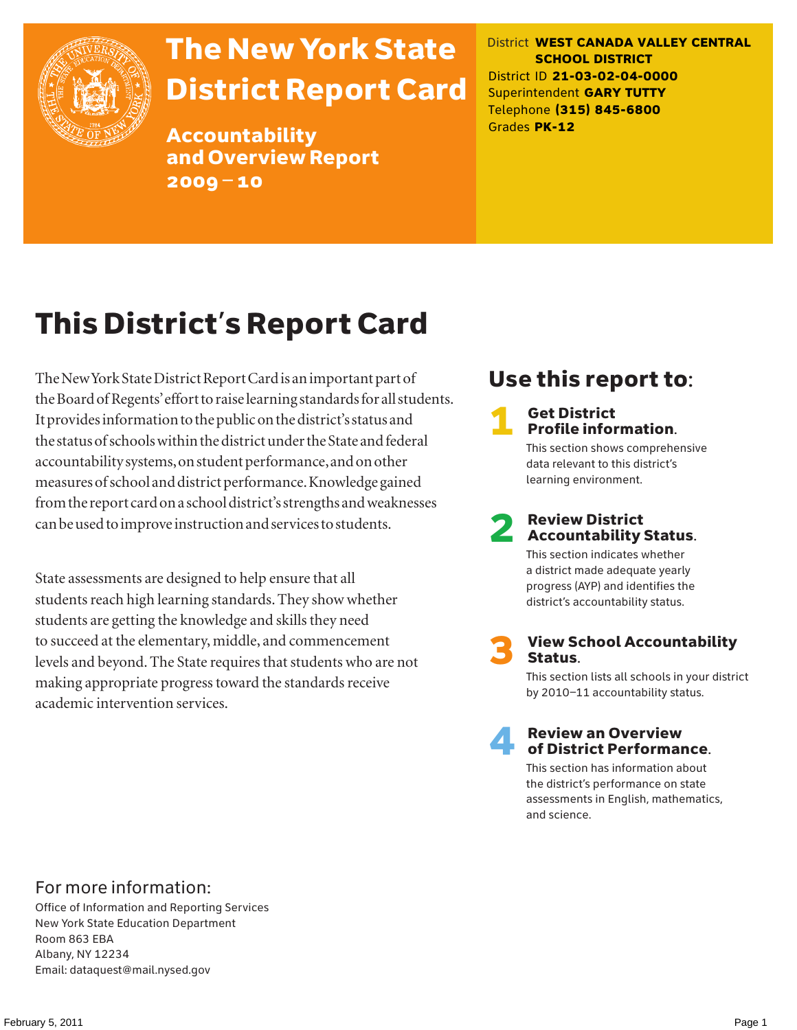# The New York State District Report Card

## Accountability and Overview Report 2009 – 10

District **WEST CANADA VALLEY CENTRAL SCHOOL DISTRICT**
District ID **21-03-02-04-0000**
Superintendent **GARY TUTTY**
Telephone **(315) 845-6800**
Grades **PK-12**

# This District's Report Card

The New York State District Report Card is an important part of the Board of Regents' effort to raise learning standards for all students. It provides information to the public on the district's status and the status of schools within the district under the State and federal accountability systems, on student performance, and on other measures of school and district performance. Knowledge gained from the report card on a school district's strengths and weaknesses can be used to improve instruction and services to students.

State assessments are designed to help ensure that all students reach high learning standards. They show whether students are getting the knowledge and skills they need to succeed at the elementary, middle, and commencement levels and beyond. The State requires that students who are not making appropriate progress toward the standards receive academic intervention services.

## Use this report to:

**1 Get District Profile information.**
This section shows comprehensive data relevant to this district's learning environment.

**2 Review District Accountability Status.**
This section indicates whether a district made adequate yearly progress (AYP) and identifies the district's accountability status.

**3 View School Accountability Status.**
This section lists all schools in your district by 2010–11 accountability status.

**4 Review an Overview of District Performance.**
This section has information about the district's performance on state assessments in English, mathematics, and science.

## For more information:

Office of Information and Reporting Services
New York State Education Department
Room 863 EBA
Albany, NY 12234
Email: dataquest@mail.nysed.gov

February 5, 2011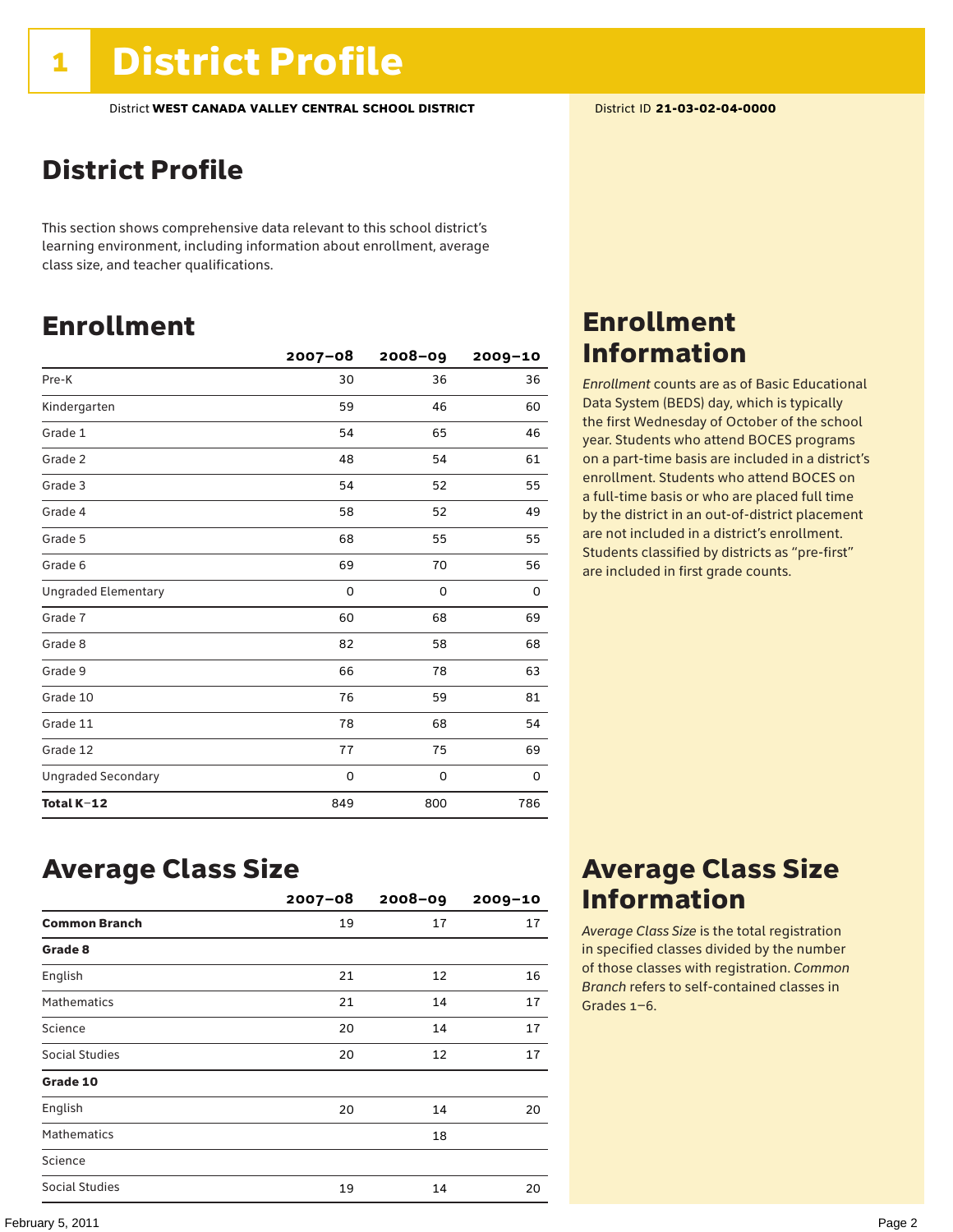# 1 District Profile

District **WEST CANADA VALLEY CENTRAL SCHOOL DISTRICT**

District ID **21-03-02-04-0000**

## District Profile

This section shows comprehensive data relevant to this school district's learning environment, including information about enrollment, average class size, and teacher qualifications.

## Enrollment

| | 2007–08 | 2008–09 | 2009–10 |
|---|---|---|---|
| Pre-K | 30 | 36 | 36 |
| Kindergarten | 59 | 46 | 60 |
| Grade 1 | 54 | 65 | 46 |
| Grade 2 | 48 | 54 | 61 |
| Grade 3 | 54 | 52 | 55 |
| Grade 4 | 58 | 52 | 49 |
| Grade 5 | 68 | 55 | 55 |
| Grade 6 | 69 | 70 | 56 |
| Ungraded Elementary | 0 | 0 | 0 |
| Grade 7 | 60 | 68 | 69 |
| Grade 8 | 82 | 58 | 68 |
| Grade 9 | 66 | 78 | 63 |
| Grade 10 | 76 | 59 | 81 |
| Grade 11 | 78 | 68 | 54 |
| Grade 12 | 77 | 75 | 69 |
| Ungraded Secondary | 0 | 0 | 0 |
| **Total K–12** | 849 | 800 | 786 |

## Enrollment Information

*Enrollment* counts are as of Basic Educational Data System (BEDS) day, which is typically the first Wednesday of October of the school year. Students who attend BOCES programs on a part-time basis are included in a district's enrollment. Students who attend BOCES on a full-time basis or who are placed full time by the district in an out-of-district placement are not included in a district's enrollment. Students classified by districts as "pre-first" are included in first grade counts.

## Average Class Size

| | 2007–08 | 2008–09 | 2009–10 |
|---|---|---|---|
| **Common Branch** | 19 | 17 | 17 |
| **Grade 8** | | | |
| English | 21 | 12 | 16 |
| Mathematics | 21 | 14 | 17 |
| Science | 20 | 14 | 17 |
| Social Studies | 20 | 12 | 17 |
| **Grade 10** | | | |
| English | 20 | 14 | 20 |
| Mathematics | | 18 | |
| Science | | | |
| Social Studies | 19 | 14 | 20 |

## Average Class Size Information

*Average Class Size* is the total registration in specified classes divided by the number of those classes with registration. *Common Branch* refers to self-contained classes in Grades 1–6.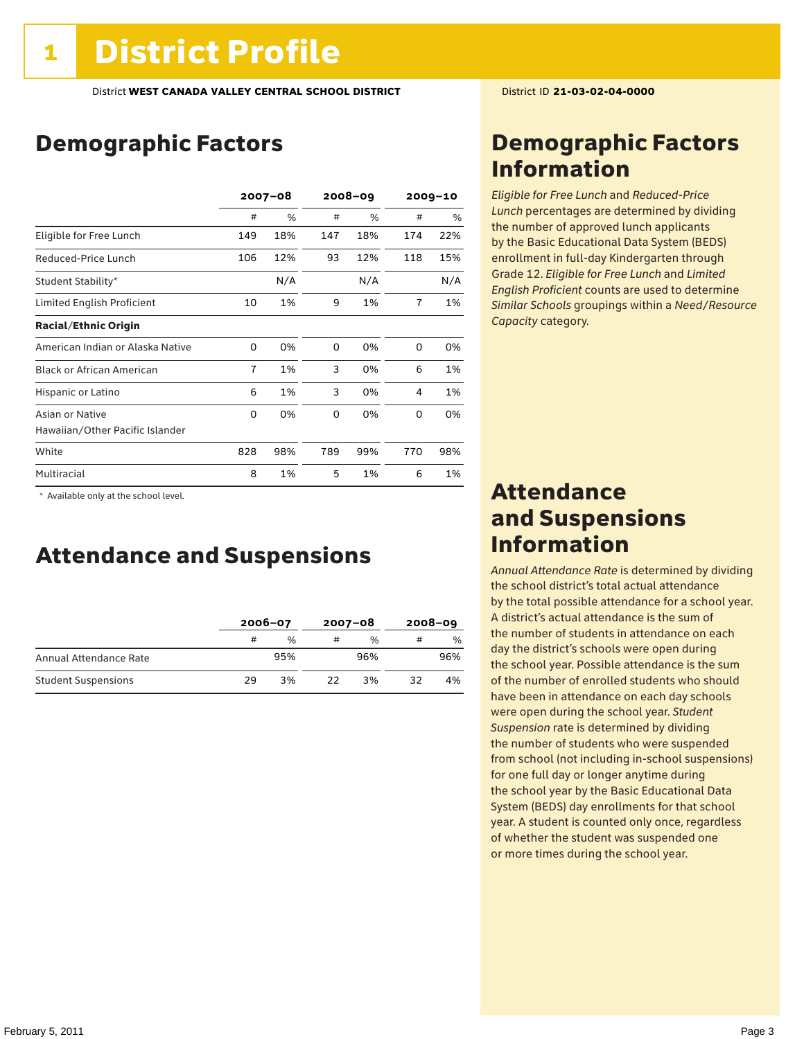# 1 District Profile

District **WEST CANADA VALLEY CENTRAL SCHOOL DISTRICT**

District ID **21-03-02-04-0000**

## Demographic Factors

| | 2007–08 | | 2008–09 | | 2009–10 | |
|---|---|---|---|---|---|---|
| | # | % | # | % | # | % |
| Eligible for Free Lunch | 149 | 18% | 147 | 18% | 174 | 22% |
| Reduced-Price Lunch | 106 | 12% | 93 | 12% | 118 | 15% |
| Student Stability* | | N/A | | N/A | | N/A |
| Limited English Proficient | 10 | 1% | 9 | 1% | 7 | 1% |
| **Racial/Ethnic Origin** | | | | | | |
| American Indian or Alaska Native | 0 | 0% | 0 | 0% | 0 | 0% |
| Black or African American | 7 | 1% | 3 | 0% | 6 | 1% |
| Hispanic or Latino | 6 | 1% | 3 | 0% | 4 | 1% |
| Asian or Native Hawaiian/Other Pacific Islander | 0 | 0% | 0 | 0% | 0 | 0% |
| White | 828 | 98% | 789 | 99% | 770 | 98% |
| Multiracial | 8 | 1% | 5 | 1% | 6 | 1% |

\* Available only at the school level.

## Attendance and Suspensions

| | 2006–07 | | 2007–08 | | 2008–09 | |
|---|---|---|---|---|---|---|
| | # | % | # | % | # | % |
| Annual Attendance Rate | | 95% | | 96% | | 96% |
| Student Suspensions | 29 | 3% | 22 | 3% | 32 | 4% |

## Demographic Factors Information

*Eligible for Free Lunch* and *Reduced-Price Lunch* percentages are determined by dividing the number of approved lunch applicants by the Basic Educational Data System (BEDS) enrollment in full-day Kindergarten through Grade 12. *Eligible for Free Lunch* and *Limited English Proficient* counts are used to determine *Similar Schools* groupings within a *Need/Resource Capacity* category.

## Attendance and Suspensions Information

*Annual Attendance Rate* is determined by dividing the school district's total actual attendance by the total possible attendance for a school year. A district's actual attendance is the sum of the number of students in attendance on each day the district's schools were open during the school year. Possible attendance is the sum of the number of enrolled students who should have been in attendance on each day schools were open during the school year. *Student Suspension* rate is determined by dividing the number of students who were suspended from school (not including in-school suspensions) for one full day or longer anytime during the school year by the Basic Educational Data System (BEDS) day enrollments for that school year. A student is counted only once, regardless of whether the student was suspended one or more times during the school year.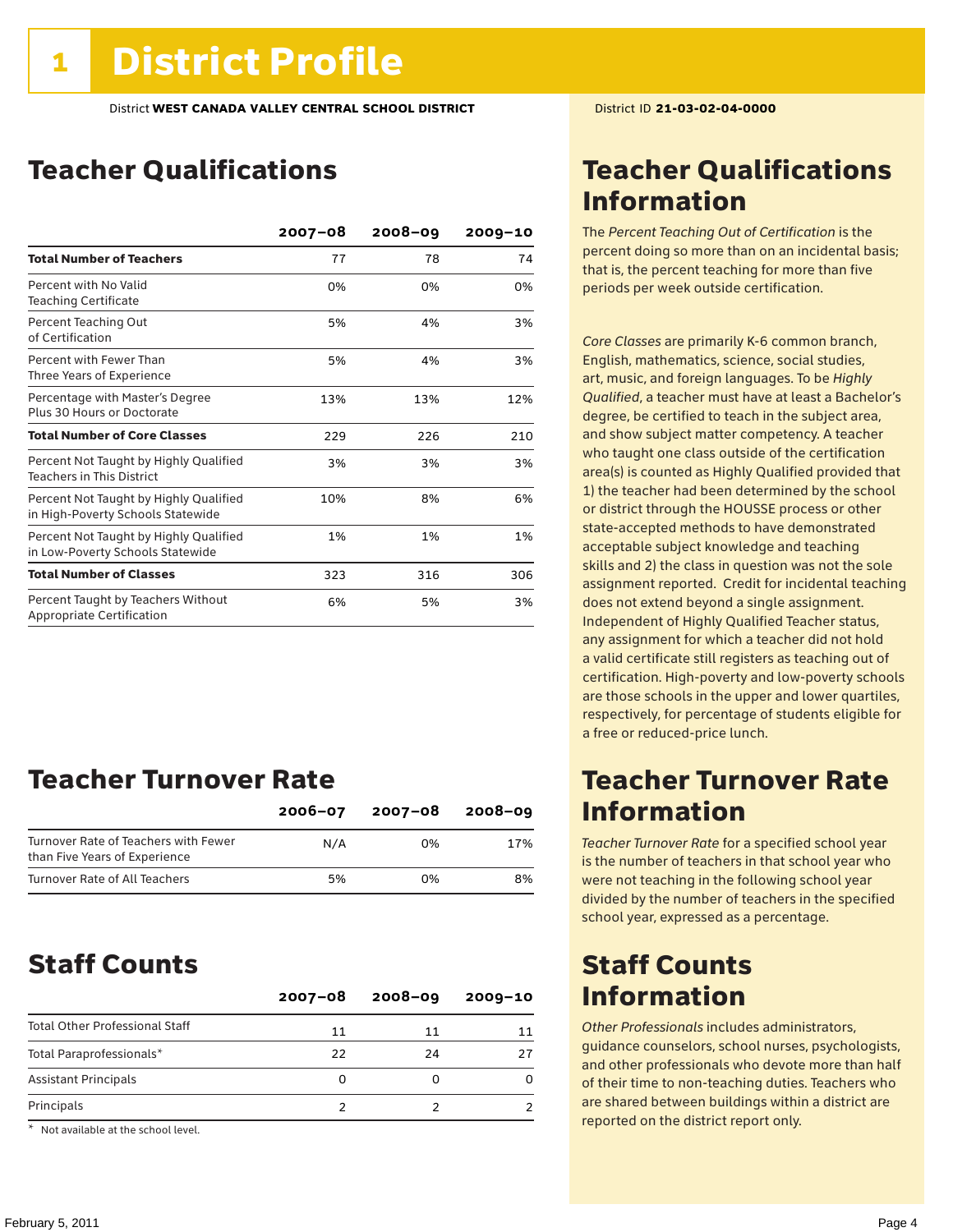# 1 District Profile

District **WEST CANADA VALLEY CENTRAL SCHOOL DISTRICT**

District ID **21-03-02-04-0000**

## Teacher Qualifications

| | 2007–08 | 2008–09 | 2009–10 |
|---|---|---|---|
| **Total Number of Teachers** | 77 | 78 | 74 |
| Percent with No Valid Teaching Certificate | 0% | 0% | 0% |
| Percent Teaching Out of Certification | 5% | 4% | 3% |
| Percent with Fewer Than Three Years of Experience | 5% | 4% | 3% |
| Percentage with Master's Degree Plus 30 Hours or Doctorate | 13% | 13% | 12% |
| **Total Number of Core Classes** | 229 | 226 | 210 |
| Percent Not Taught by Highly Qualified Teachers in This District | 3% | 3% | 3% |
| Percent Not Taught by Highly Qualified in High-Poverty Schools Statewide | 10% | 8% | 6% |
| Percent Not Taught by Highly Qualified in Low-Poverty Schools Statewide | 1% | 1% | 1% |
| **Total Number of Classes** | 323 | 316 | 306 |
| Percent Taught by Teachers Without Appropriate Certification | 6% | 5% | 3% |

## Teacher Turnover Rate

| | 2006–07 | 2007–08 | 2008–09 |
|---|---|---|---|
| Turnover Rate of Teachers with Fewer than Five Years of Experience | N/A | 0% | 17% |
| Turnover Rate of All Teachers | 5% | 0% | 8% |

## Staff Counts

| | 2007–08 | 2008–09 | 2009–10 |
|---|---|---|---|
| Total Other Professional Staff | 11 | 11 | 11 |
| Total Paraprofessionals* | 22 | 24 | 27 |
| Assistant Principals | 0 | 0 | 0 |
| Principals | 2 | 2 | 2 |

\* Not available at the school level.

## Teacher Qualifications Information

The *Percent Teaching Out of Certification* is the percent doing so more than on an incidental basis; that is, the percent teaching for more than five periods per week outside certification.

*Core Classes* are primarily K-6 common branch, English, mathematics, science, social studies, art, music, and foreign languages. To be *Highly Qualified*, a teacher must have at least a Bachelor's degree, be certified to teach in the subject area, and show subject matter competency. A teacher who taught one class outside of the certification area(s) is counted as Highly Qualified provided that 1) the teacher had been determined by the school or district through the HOUSSE process or other state-accepted methods to have demonstrated acceptable subject knowledge and teaching skills and 2) the class in question was not the sole assignment reported. Credit for incidental teaching does not extend beyond a single assignment. Independent of Highly Qualified Teacher status, any assignment for which a teacher did not hold a valid certificate still registers as teaching out of certification. High-poverty and low-poverty schools are those schools in the upper and lower quartiles, respectively, for percentage of students eligible for a free or reduced-price lunch.

## Teacher Turnover Rate Information

*Teacher Turnover Rate* for a specified school year is the number of teachers in that school year who were not teaching in the following school year divided by the number of teachers in the specified school year, expressed as a percentage.

## Staff Counts Information

*Other Professionals* includes administrators, guidance counselors, school nurses, psychologists, and other professionals who devote more than half of their time to non-teaching duties. Teachers who are shared between buildings within a district are reported on the district report only.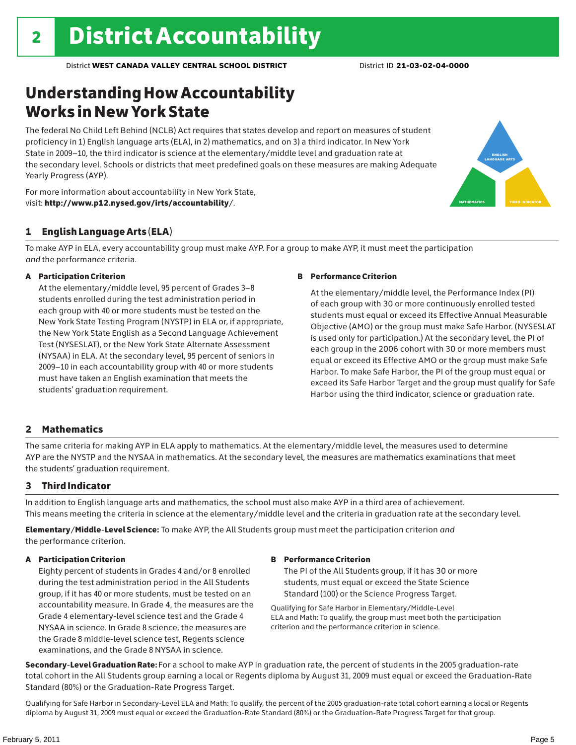# 2 District Accountability

District **WEST CANADA VALLEY CENTRAL SCHOOL DISTRICT** District ID **21-03-02-04-0000**

## Understanding How Accountability Works in New York State

The federal No Child Left Behind (NCLB) Act requires that states develop and report on measures of student proficiency in 1) English language arts (ELA), in 2) mathematics, and on 3) a third indicator. In New York State in 2009–10, the third indicator is science at the elementary/middle level and graduation rate at the secondary level. Schools or districts that meet predefined goals on these measures are making Adequate Yearly Progress (AYP).

For more information about accountability in New York State, visit: **http://www.p12.nysed.gov/irts/accountability/**.

### 1 English Language Arts (ELA)

To make AYP in ELA, every accountability group must make AYP. For a group to make AYP, it must meet the participation *and* the performance criteria.

**A Participation Criterion**

At the elementary/middle level, 95 percent of Grades 3–8 students enrolled during the test administration period in each group with 40 or more students must be tested on the New York State Testing Program (NYSTP) in ELA or, if appropriate, the New York State English as a Second Language Achievement Test (NYSESLAT), or the New York State Alternate Assessment (NYSAA) in ELA. At the secondary level, 95 percent of seniors in 2009–10 in each accountability group with 40 or more students must have taken an English examination that meets the students' graduation requirement.

**B Performance Criterion**

At the elementary/middle level, the Performance Index (PI) of each group with 30 or more continuously enrolled tested students must equal or exceed its Effective Annual Measurable Objective (AMO) or the group must make Safe Harbor. (NYSESLAT is used only for participation.) At the secondary level, the PI of each group in the 2006 cohort with 30 or more members must equal or exceed its Effective AMO or the group must make Safe Harbor. To make Safe Harbor, the PI of the group must equal or exceed its Safe Harbor Target and the group must qualify for Safe Harbor using the third indicator, science or graduation rate.

### 2 Mathematics

The same criteria for making AYP in ELA apply to mathematics. At the elementary/middle level, the measures used to determine AYP are the NYSTP and the NYSAA in mathematics. At the secondary level, the measures are mathematics examinations that meet the students' graduation requirement.

### 3 Third Indicator

In addition to English language arts and mathematics, the school must also make AYP in a third area of achievement. This means meeting the criteria in science at the elementary/middle level and the criteria in graduation rate at the secondary level.

**Elementary/Middle-Level Science:** To make AYP, the All Students group must meet the participation criterion *and* the performance criterion.

**A Participation Criterion**

Eighty percent of students in Grades 4 and/or 8 enrolled during the test administration period in the All Students group, if it has 40 or more students, must be tested on an accountability measure. In Grade 4, the measures are the Grade 4 elementary-level science test and the Grade 4 NYSAA in science. In Grade 8 science, the measures are the Grade 8 middle-level science test, Regents science examinations, and the Grade 8 NYSAA in science.

**B Performance Criterion**

The PI of the All Students group, if it has 30 or more students, must equal or exceed the State Science Standard (100) or the Science Progress Target.

Qualifying for Safe Harbor in Elementary/Middle-Level ELA and Math: To qualify, the group must meet both the participation criterion and the performance criterion in science.

**Secondary-Level Graduation Rate:** For a school to make AYP in graduation rate, the percent of students in the 2005 graduation-rate total cohort in the All Students group earning a local or Regents diploma by August 31, 2009 must equal or exceed the Graduation-Rate Standard (80%) or the Graduation-Rate Progress Target.

Qualifying for Safe Harbor in Secondary-Level ELA and Math: To qualify, the percent of the 2005 graduation-rate total cohort earning a local or Regents diploma by August 31, 2009 must equal or exceed the Graduation-Rate Standard (80%) or the Graduation-Rate Progress Target for that group.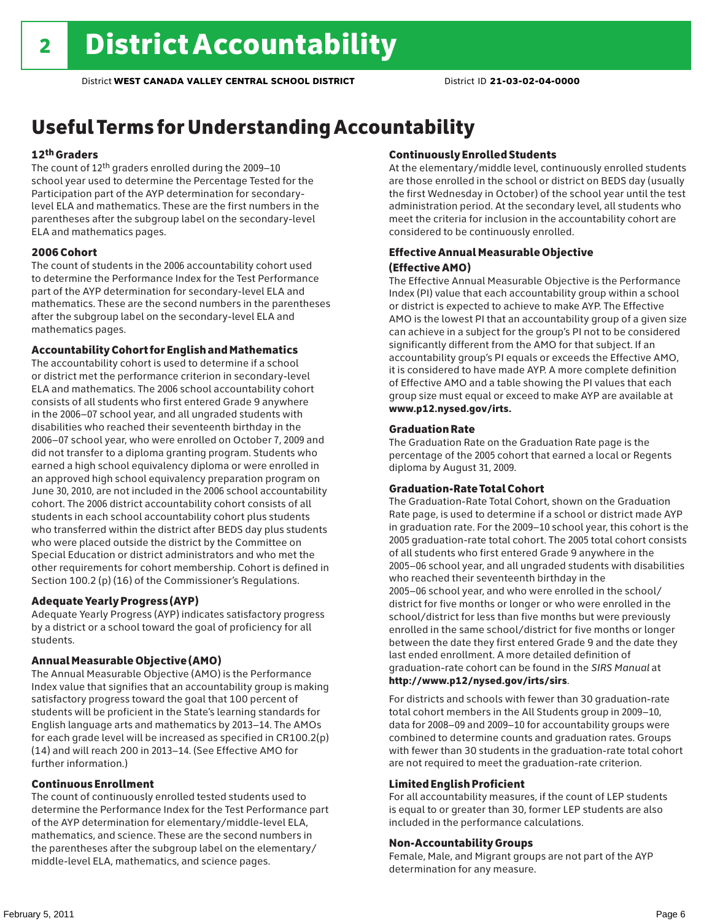# 2 District Accountability

District **WEST CANADA VALLEY CENTRAL SCHOOL DISTRICT** District ID **21-03-02-04-0000**

## Useful Terms for Understanding Accountability

### 12th Graders

The count of 12th graders enrolled during the 2009–10 school year used to determine the Percentage Tested for the Participation part of the AYP determination for secondary-level ELA and mathematics. These are the first numbers in the parentheses after the subgroup label on the secondary-level ELA and mathematics pages.

### 2006 Cohort

The count of students in the 2006 accountability cohort used to determine the Performance Index for the Test Performance part of the AYP determination for secondary-level ELA and mathematics. These are the second numbers in the parentheses after the subgroup label on the secondary-level ELA and mathematics pages.

### Accountability Cohort for English and Mathematics

The accountability cohort is used to determine if a school or district met the performance criterion in secondary-level ELA and mathematics. The 2006 school accountability cohort consists of all students who first entered Grade 9 anywhere in the 2006–07 school year, and all ungraded students with disabilities who reached their seventeenth birthday in the 2006–07 school year, who were enrolled on October 7, 2009 and did not transfer to a diploma granting program. Students who earned a high school equivalency diploma or were enrolled in an approved high school equivalency preparation program on June 30, 2010, are not included in the 2006 school accountability cohort. The 2006 district accountability cohort consists of all students in each school accountability cohort plus students who transferred within the district after BEDS day plus students who were placed outside the district by the Committee on Special Education or district administrators and who met the other requirements for cohort membership. Cohort is defined in Section 100.2 (p) (16) of the Commissioner's Regulations.

### Adequate Yearly Progress (AYP)

Adequate Yearly Progress (AYP) indicates satisfactory progress by a district or a school toward the goal of proficiency for all students.

### Annual Measurable Objective (AMO)

The Annual Measurable Objective (AMO) is the Performance Index value that signifies that an accountability group is making satisfactory progress toward the goal that 100 percent of students will be proficient in the State's learning standards for English language arts and mathematics by 2013–14. The AMOs for each grade level will be increased as specified in CR100.2(p)(14) and will reach 200 in 2013–14. (See Effective AMO for further information.)

### Continuous Enrollment

The count of continuously enrolled tested students used to determine the Performance Index for the Test Performance part of the AYP determination for elementary/middle-level ELA, mathematics, and science. These are the second numbers in the parentheses after the subgroup label on the elementary/middle-level ELA, mathematics, and science pages.

### Continuously Enrolled Students

At the elementary/middle level, continuously enrolled students are those enrolled in the school or district on BEDS day (usually the first Wednesday in October) of the school year until the test administration period. At the secondary level, all students who meet the criteria for inclusion in the accountability cohort are considered to be continuously enrolled.

### Effective Annual Measurable Objective (Effective AMO)

The Effective Annual Measurable Objective is the Performance Index (PI) value that each accountability group within a school or district is expected to achieve to make AYP. The Effective AMO is the lowest PI that an accountability group of a given size can achieve in a subject for the group's PI not to be considered significantly different from the AMO for that subject. If an accountability group's PI equals or exceeds the Effective AMO, it is considered to have made AYP. A more complete definition of Effective AMO and a table showing the PI values that each group size must equal or exceed to make AYP are available at **www.p12.nysed.gov/irts.**

### Graduation Rate

The Graduation Rate on the Graduation Rate page is the percentage of the 2005 cohort that earned a local or Regents diploma by August 31, 2009.

### Graduation-Rate Total Cohort

The Graduation-Rate Total Cohort, shown on the Graduation Rate page, is used to determine if a school or district made AYP in graduation rate. For the 2009–10 school year, this cohort is the 2005 graduation-rate total cohort. The 2005 total cohort consists of all students who first entered Grade 9 anywhere in the 2005–06 school year, and all ungraded students with disabilities who reached their seventeenth birthday in the 2005–06 school year, and who were enrolled in the school/district for five months or longer or who were enrolled in the school/district for less than five months but were previously enrolled in the same school/district for five months or longer between the date they first entered Grade 9 and the date they last ended enrollment. A more detailed definition of graduation-rate cohort can be found in the *SIRS Manual* at **http://www.p12/nysed.gov/irts/sirs**.

For districts and schools with fewer than 30 graduation-rate total cohort members in the All Students group in 2009–10, data for 2008–09 and 2009–10 for accountability groups were combined to determine counts and graduation rates. Groups with fewer than 30 students in the graduation-rate total cohort are not required to meet the graduation-rate criterion.

### Limited English Proficient

For all accountability measures, if the count of LEP students is equal to or greater than 30, former LEP students are also included in the performance calculations.

### Non-Accountability Groups

Female, Male, and Migrant groups are not part of the AYP determination for any measure.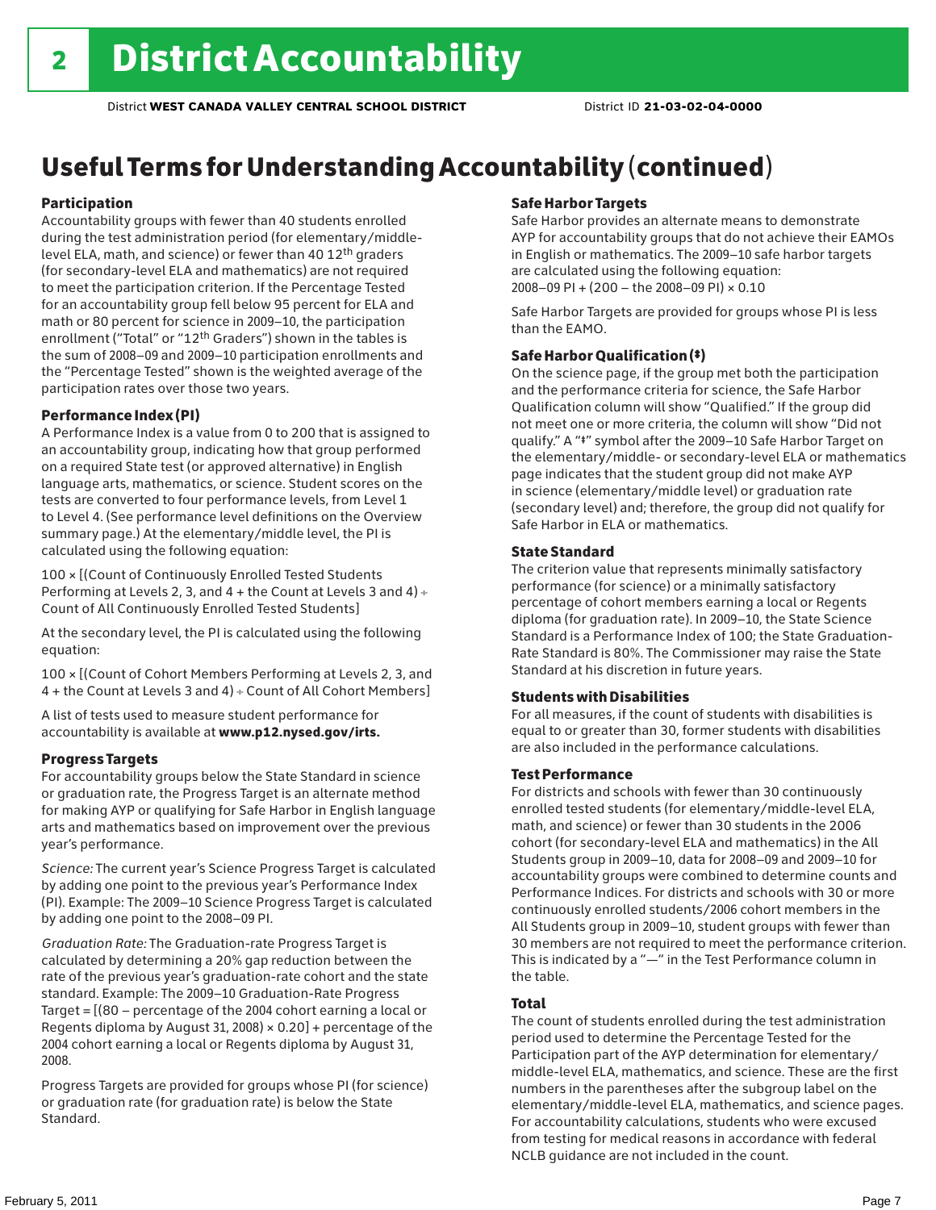# 2 District Accountability

District **WEST CANADA VALLEY CENTRAL SCHOOL DISTRICT** District ID **21-03-02-04-0000**

## Useful Terms for Understanding Accountability (continued)

### Participation

Accountability groups with fewer than 40 students enrolled during the test administration period (for elementary/middle-level ELA, math, and science) or fewer than 40 12th graders (for secondary-level ELA and mathematics) are not required to meet the participation criterion. If the Percentage Tested for an accountability group fell below 95 percent for ELA and math or 80 percent for science in 2009–10, the participation enrollment ("Total" or "12th Graders") shown in the tables is the sum of 2008–09 and 2009–10 participation enrollments and the "Percentage Tested" shown is the weighted average of the participation rates over those two years.

### Performance Index (PI)

A Performance Index is a value from 0 to 200 that is assigned to an accountability group, indicating how that group performed on a required State test (or approved alternative) in English language arts, mathematics, or science. Student scores on the tests are converted to four performance levels, from Level 1 to Level 4. (See performance level definitions on the Overview summary page.) At the elementary/middle level, the PI is calculated using the following equation:

100 × [(Count of Continuously Enrolled Tested Students Performing at Levels 2, 3, and 4 + the Count at Levels 3 and 4) ÷ Count of All Continuously Enrolled Tested Students]

At the secondary level, the PI is calculated using the following equation:

100 × [(Count of Cohort Members Performing at Levels 2, 3, and 4 + the Count at Levels 3 and 4) ÷ Count of All Cohort Members]

A list of tests used to measure student performance for accountability is available at **www.p12.nysed.gov/irts.**

### Progress Targets

For accountability groups below the State Standard in science or graduation rate, the Progress Target is an alternate method for making AYP or qualifying for Safe Harbor in English language arts and mathematics based on improvement over the previous year's performance.

*Science:* The current year's Science Progress Target is calculated by adding one point to the previous year's Performance Index (PI). Example: The 2009–10 Science Progress Target is calculated by adding one point to the 2008–09 PI.

*Graduation Rate:* The Graduation-rate Progress Target is calculated by determining a 20% gap reduction between the rate of the previous year's graduation-rate cohort and the state standard. Example: The 2009–10 Graduation-Rate Progress Target = [(80 – percentage of the 2004 cohort earning a local or Regents diploma by August 31, 2008) × 0.20] + percentage of the 2004 cohort earning a local or Regents diploma by August 31, 2008.

Progress Targets are provided for groups whose PI (for science) or graduation rate (for graduation rate) is below the State Standard.

### Safe Harbor Targets

Safe Harbor provides an alternate means to demonstrate AYP for accountability groups that do not achieve their EAMOs in English or mathematics. The 2009–10 safe harbor targets are calculated using the following equation:
2008–09 PI + (200 – the 2008–09 PI) × 0.10

Safe Harbor Targets are provided for groups whose PI is less than the EAMO.

### Safe Harbor Qualification (‡)

On the science page, if the group met both the participation and the performance criteria for science, the Safe Harbor Qualification column will show "Qualified." If the group did not meet one or more criteria, the column will show "Did not qualify." A "‡" symbol after the 2009–10 Safe Harbor Target on the elementary/middle- or secondary-level ELA or mathematics page indicates that the student group did not make AYP in science (elementary/middle level) or graduation rate (secondary level) and; therefore, the group did not qualify for Safe Harbor in ELA or mathematics.

### State Standard

The criterion value that represents minimally satisfactory performance (for science) or a minimally satisfactory percentage of cohort members earning a local or Regents diploma (for graduation rate). In 2009–10, the State Science Standard is a Performance Index of 100; the State Graduation-Rate Standard is 80%. The Commissioner may raise the State Standard at his discretion in future years.

### Students with Disabilities

For all measures, if the count of students with disabilities is equal to or greater than 30, former students with disabilities are also included in the performance calculations.

### Test Performance

For districts and schools with fewer than 30 continuously enrolled tested students (for elementary/middle-level ELA, math, and science) or fewer than 30 students in the 2006 cohort (for secondary-level ELA and mathematics) in the All Students group in 2009–10, data for 2008–09 and 2009–10 for accountability groups were combined to determine counts and Performance Indices. For districts and schools with 30 or more continuously enrolled students/2006 cohort members in the All Students group in 2009–10, student groups with fewer than 30 members are not required to meet the performance criterion. This is indicated by a "—" in the Test Performance column in the table.

### Total

The count of students enrolled during the test administration period used to determine the Percentage Tested for the Participation part of the AYP determination for elementary/middle-level ELA, mathematics, and science. These are the first numbers in the parentheses after the subgroup label on the elementary/middle-level ELA, mathematics, and science pages. For accountability calculations, students who were excused from testing for medical reasons in accordance with federal NCLB guidance are not included in the count.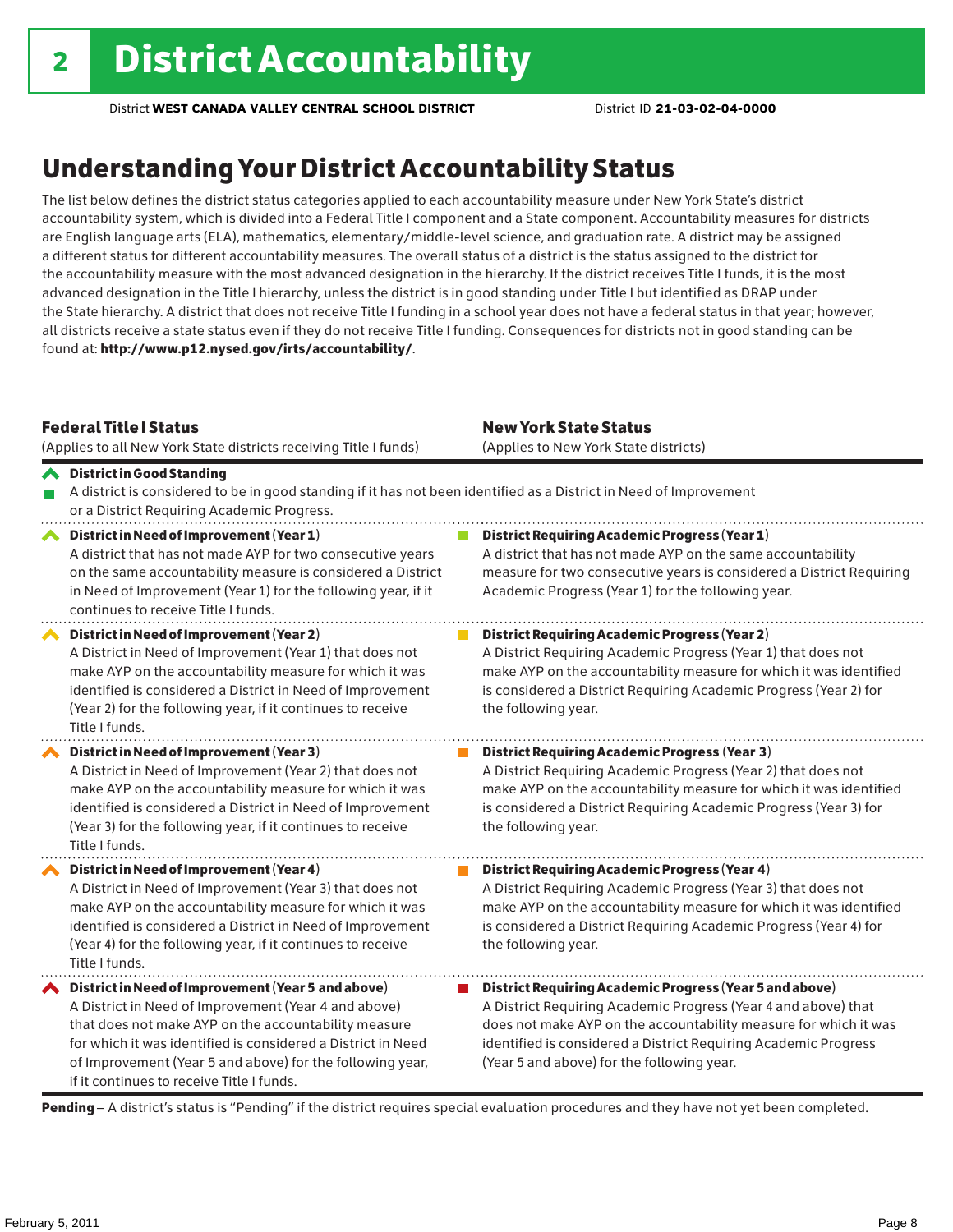# 2 District Accountability

District **WEST CANADA VALLEY CENTRAL SCHOOL DISTRICT** District ID **21-03-02-04-0000**

## Understanding Your District Accountability Status

The list below defines the district status categories applied to each accountability measure under New York State's district accountability system, which is divided into a Federal Title I component and a State component. Accountability measures for districts are English language arts (ELA), mathematics, elementary/middle-level science, and graduation rate. A district may be assigned a different status for different accountability measures. The overall status of a district is the status assigned to the district for the accountability measure with the most advanced designation in the hierarchy. If the district receives Title I funds, it is the most advanced designation in the Title I hierarchy, unless the district is in good standing under Title I but identified as DRAP under the State hierarchy. A district that does not receive Title I funding in a school year does not have a federal status in that year; however, all districts receive a state status even if they do not receive Title I funding. Consequences for districts not in good standing can be found at: **http://www.p12.nysed.gov/irts/accountability/**.

| **Federal Title I Status** (Applies to all New York State districts receiving Title I funds) | **New York State Status** (Applies to New York State districts) |
|---|---|
| **District in Good Standing** A district is considered to be in good standing if it has not been identified as a District in Need of Improvement or a District Requiring Academic Progress. | |
| **District in Need of Improvement (Year 1)** A district that has not made AYP for two consecutive years on the same accountability measure is considered a District in Need of Improvement (Year 1) for the following year, if it continues to receive Title I funds. | **District Requiring Academic Progress (Year 1)** A district that has not made AYP on the same accountability measure for two consecutive years is considered a District Requiring Academic Progress (Year 1) for the following year. |
| **District in Need of Improvement (Year 2)** A District in Need of Improvement (Year 1) that does not make AYP on the accountability measure for which it was identified is considered a District in Need of Improvement (Year 2) for the following year, if it continues to receive Title I funds. | **District Requiring Academic Progress (Year 2)** A District Requiring Academic Progress (Year 1) that does not make AYP on the accountability measure for which it was identified is considered a District Requiring Academic Progress (Year 2) for the following year. |
| **District in Need of Improvement (Year 3)** A District in Need of Improvement (Year 2) that does not make AYP on the accountability measure for which it was identified is considered a District in Need of Improvement (Year 3) for the following year, if it continues to receive Title I funds. | **District Requiring Academic Progress (Year 3)** A District Requiring Academic Progress (Year 2) that does not make AYP on the accountability measure for which it was identified is considered a District Requiring Academic Progress (Year 3) for the following year. |
| **District in Need of Improvement (Year 4)** A District in Need of Improvement (Year 3) that does not make AYP on the accountability measure for which it was identified is considered a District in Need of Improvement (Year 4) for the following year, if it continues to receive Title I funds. | **District Requiring Academic Progress (Year 4)** A District Requiring Academic Progress (Year 3) that does not make AYP on the accountability measure for which it was identified is considered a District Requiring Academic Progress (Year 4) for the following year. |
| **District in Need of Improvement (Year 5 and above)** A District in Need of Improvement (Year 4 and above) that does not make AYP on the accountability measure for which it was identified is considered a District in Need of Improvement (Year 5 and above) for the following year, if it continues to receive Title I funds. | **District Requiring Academic Progress (Year 5 and above)** A District Requiring Academic Progress (Year 4 and above) that does not make AYP on the accountability measure for which it was identified is considered a District Requiring Academic Progress (Year 5 and above) for the following year. |

**Pending** – A district's status is "Pending" if the district requires special evaluation procedures and they have not yet been completed.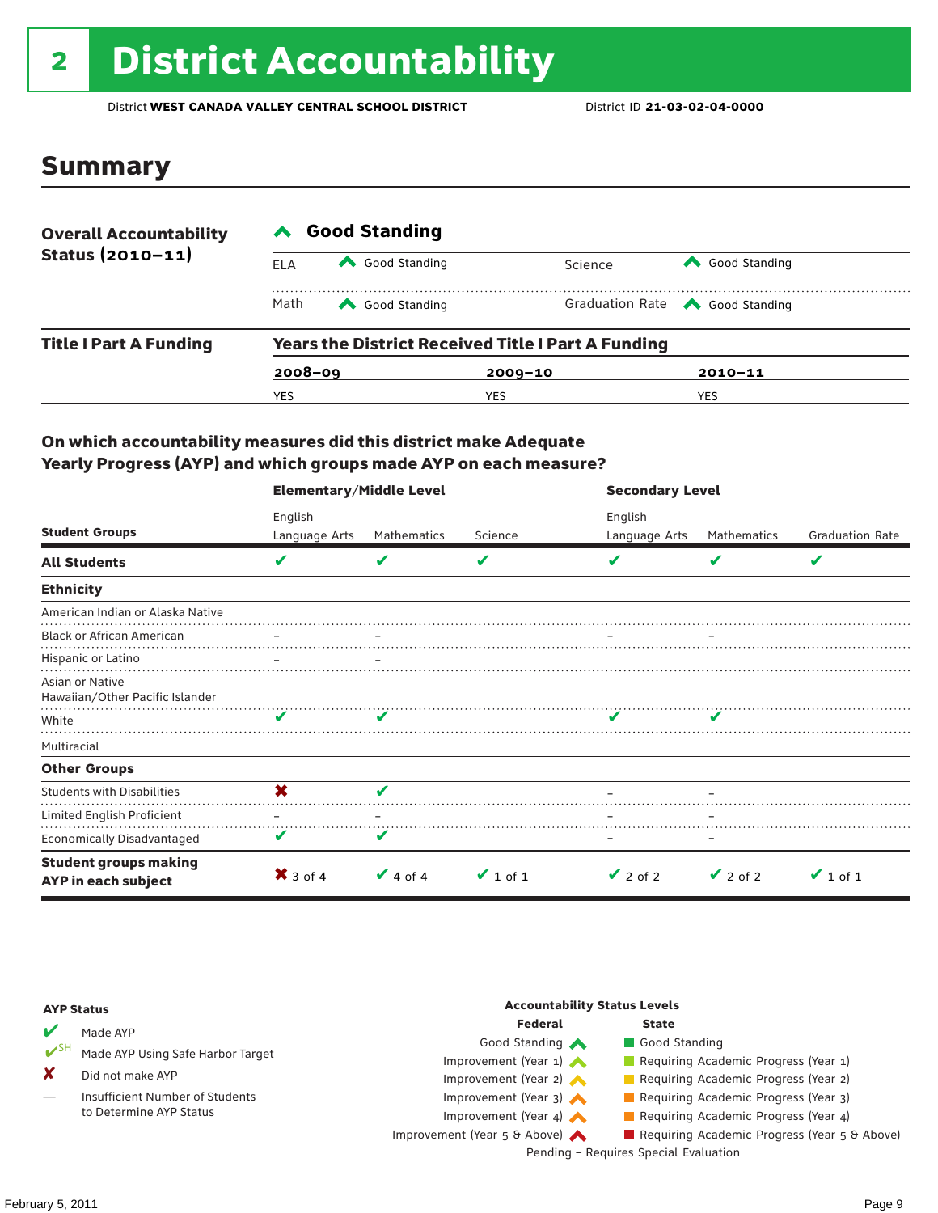# 2 District Accountability

District **WEST CANADA VALLEY CENTRAL SCHOOL DISTRICT** District ID **21-03-02-04-0000**

## Summary

| **Overall Accountability Status (2010–11)** | ^ **Good Standing** | | | |
|---|---|---|---|---|
| | ELA | ^ Good Standing | Science | ^ Good Standing |
| | Math | ^ Good Standing | Graduation Rate | ^ Good Standing |

| **Title I Part A Funding** | **Years the District Received Title I Part A Funding** | | |
|---|---|---|---|
| | **2008–09** | **2009–10** | **2010–11** |
| | YES | YES | YES |

### On which accountability measures did this district make Adequate Yearly Progress (AYP) and which groups made AYP on each measure?

| Student Groups | Elementary/Middle Level: English Language Arts | Elementary/Middle Level: Mathematics | Elementary/Middle Level: Science | Secondary Level: English Language Arts | Secondary Level: Mathematics | Secondary Level: Graduation Rate |
|---|---|---|---|---|---|---|
| **All Students** | ✔ | ✔ | ✔ | ✔ | ✔ | ✔ |
| **Ethnicity** | | | | | | |
| American Indian or Alaska Native | | | | | | |
| Black or African American | – | – | | – | – | |
| Hispanic or Latino | – | – | | | | |
| Asian or Native Hawaiian/Other Pacific Islander | | | | | | |
| White | ✔ | ✔ | | ✔ | ✔ | |
| Multiracial | | | | | | |
| **Other Groups** | | | | | | |
| Students with Disabilities | ✘ | ✔ | | – | – | |
| Limited English Proficient | – | – | | – | – | |
| Economically Disadvantaged | ✔ | ✔ | | – | – | |
| **Student groups making AYP in each subject** | ✘ 3 of 4 | ✔ 4 of 4 | ✔ 1 of 1 | ✔ 2 of 2 | ✔ 2 of 2 | ✔ 1 of 1 |

**AYP Status**

- ✔ Made AYP
- ✔SH Made AYP Using Safe Harbor Target
- ✘ Did not make AYP
- — Insufficient Number of Students to Determine AYP Status

**Accountability Status Levels**

| Federal | State |
|---|---|
| Good Standing | Good Standing |
| Improvement (Year 1) | Requiring Academic Progress (Year 1) |
| Improvement (Year 2) | Requiring Academic Progress (Year 2) |
| Improvement (Year 3) | Requiring Academic Progress (Year 3) |
| Improvement (Year 4) | Requiring Academic Progress (Year 4) |
| Improvement (Year 5 & Above) | Requiring Academic Progress (Year 5 & Above) |

Pending – Requires Special Evaluation

February 5, 2011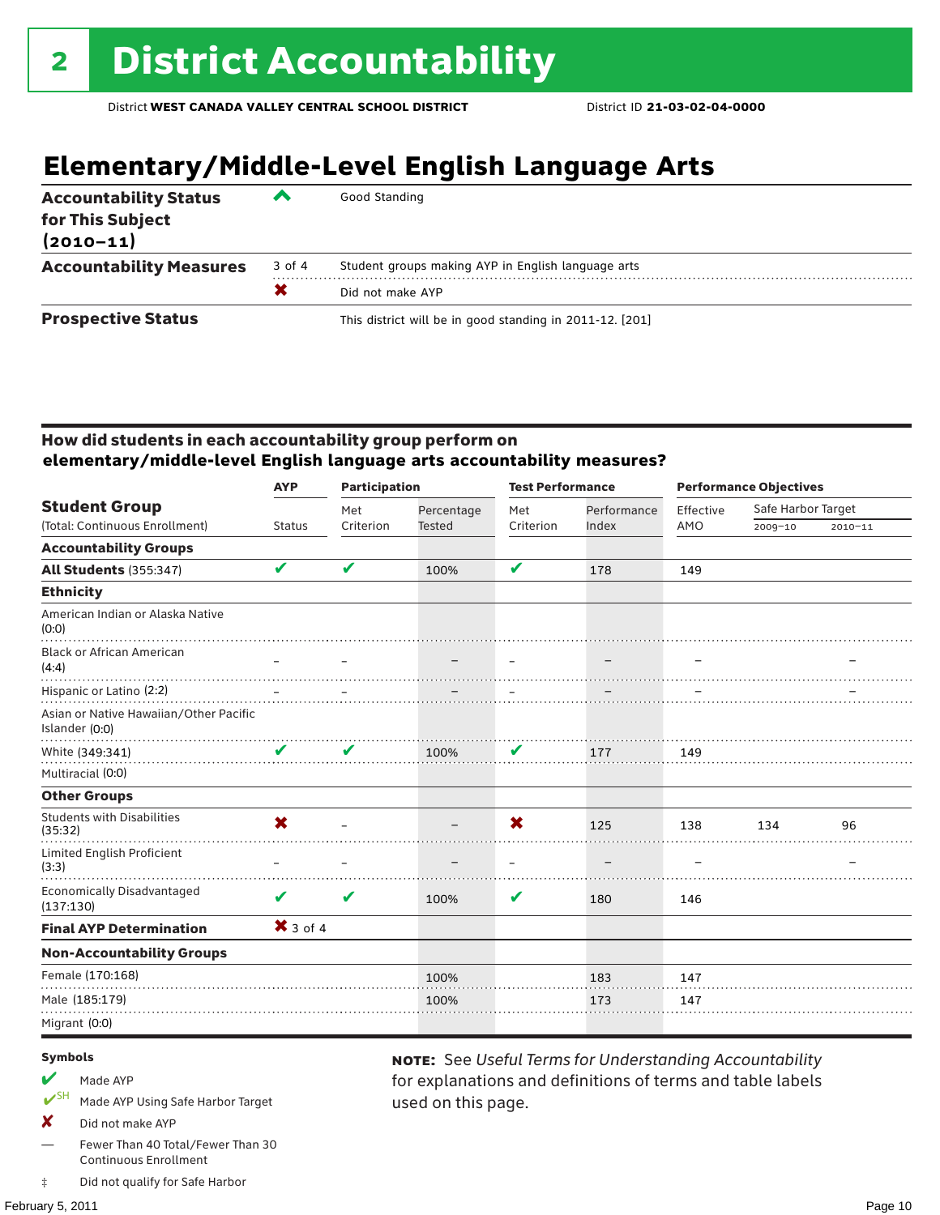# 2 District Accountability

District **WEST CANADA VALLEY CENTRAL SCHOOL DISTRICT** District ID **21-03-02-04-0000**

## Elementary/Middle-Level English Language Arts

| | | |
|---|---|---|
| **Accountability Status for This Subject (2010–11)** | ^ | Good Standing |
| **Accountability Measures** | 3 of 4 | Student groups making AYP in English language arts |
| | ✖ | Did not make AYP |
| **Prospective Status** | | This district will be in good standing in 2011-12. [201] |

### How did students in each accountability group perform on elementary/middle-level English language arts accountability measures?

| Student Group (Total: Continuous Enrollment) | AYP Status | Participation: Met Criterion | Participation: Percentage Tested | Test Performance: Met Criterion | Test Performance: Performance Index | Performance Objectives: Effective AMO | Safe Harbor Target 2009–10 | Safe Harbor Target 2010–11 |
|---|---|---|---|---|---|---|---|---|
| **Accountability Groups** | | | | | | | | |
| **All Students** (355:347) | ✔ | ✔ | 100% | ✔ | 178 | 149 | | |
| **Ethnicity** | | | | | | | | |
| American Indian or Alaska Native (0:0) | | | | | | | | |
| Black or African American (4:4) | – | – | – | – | – | – | | – |
| Hispanic or Latino (2:2) | – | – | – | – | – | – | | – |
| Asian or Native Hawaiian/Other Pacific Islander (0:0) | | | | | | | | |
| White (349:341) | ✔ | ✔ | 100% | ✔ | 177 | 149 | | |
| Multiracial (0:0) | | | | | | | | |
| **Other Groups** | | | | | | | | |
| Students with Disabilities (35:32) | ✖ | – | – | ✖ | 125 | 138 | 134 | 96 |
| Limited English Proficient (3:3) | – | – | – | – | – | – | | – |
| Economically Disadvantaged (137:130) | ✔ | ✔ | 100% | ✔ | 180 | 146 | | |
| **Final AYP Determination** | ✖ 3 of 4 | | | | | | | |
| **Non-Accountability Groups** | | | | | | | | |
| Female (170:168) | | | 100% | | 183 | 147 | | |
| Male (185:179) | | | 100% | | 173 | 147 | | |
| Migrant (0:0) | | | | | | | | |

**Symbols**

- ✔ Made AYP
- ✔SH Made AYP Using Safe Harbor Target
- ✖ Did not make AYP
- — Fewer Than 40 Total/Fewer Than 30 Continuous Enrollment
- ‡ Did not qualify for Safe Harbor

**NOTE:** See *Useful Terms for Understanding Accountability* for explanations and definitions of terms and table labels used on this page.

February 5, 2011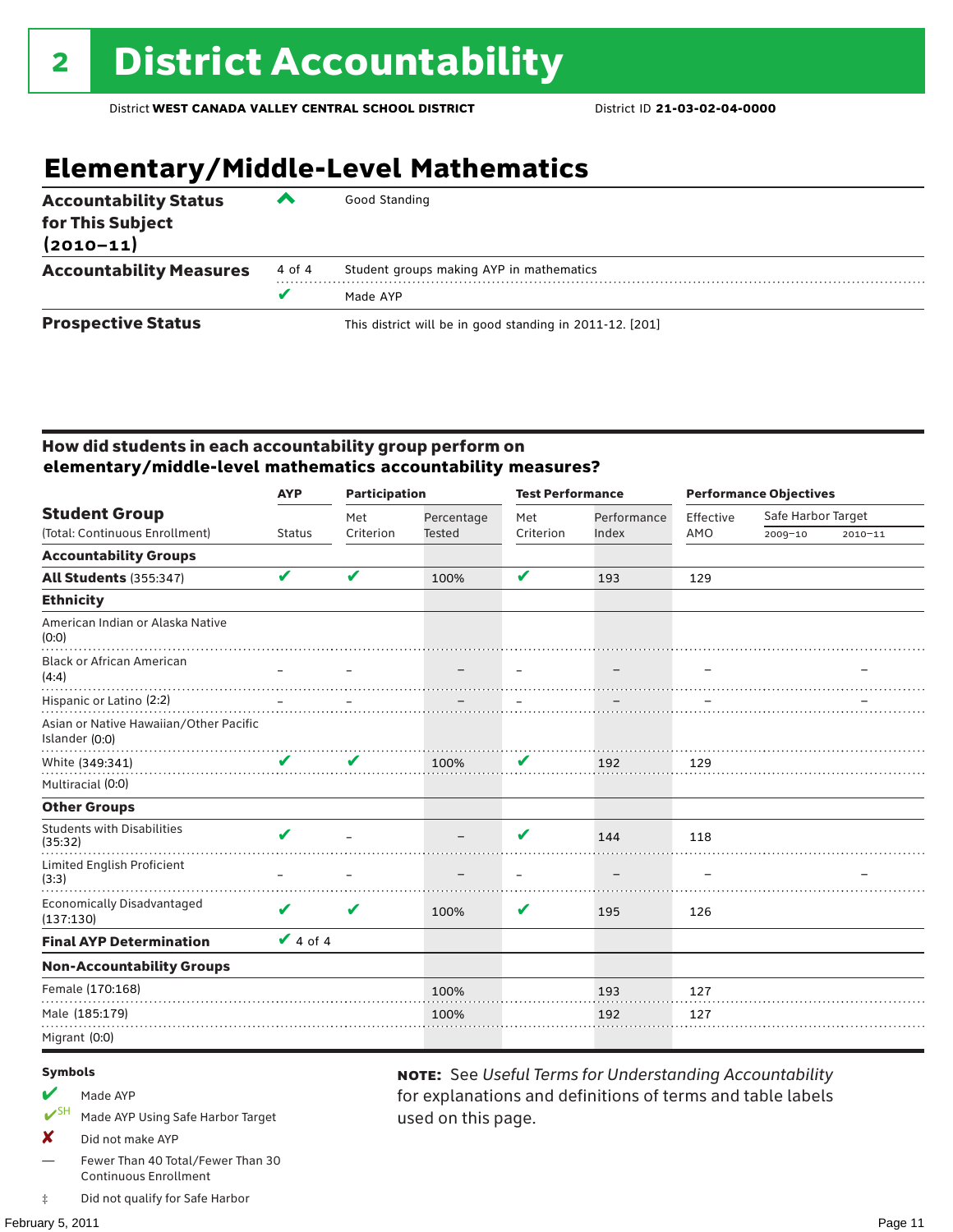# 2 District Accountability

District **WEST CANADA VALLEY CENTRAL SCHOOL DISTRICT** District ID **21-03-02-04-0000**

## Elementary/Middle-Level Mathematics

| | | |
|---|---|---|
| **Accountability Status for This Subject (2010–11)** | ^ | Good Standing |
| **Accountability Measures** | 4 of 4 | Student groups making AYP in mathematics |
| | ✔ | Made AYP |
| **Prospective Status** | | This district will be in good standing in 2011-12. [201] |

### How did students in each accountability group perform on elementary/middle-level mathematics accountability measures?

| Student Group (Total: Continuous Enrollment) | AYP Status | Participation: Met Criterion | Participation: Percentage Tested | Test Performance: Met Criterion | Test Performance: Performance Index | Performance Objectives: Effective AMO | Safe Harbor Target 2009–10 | Safe Harbor Target 2010–11 |
|---|---|---|---|---|---|---|---|---|
| **Accountability Groups** | | | | | | | | |
| **All Students** (355:347) | ✔ | ✔ | 100% | ✔ | 193 | 129 | | |
| **Ethnicity** | | | | | | | | |
| American Indian or Alaska Native (0:0) | | | | | | | | |
| Black or African American (4:4) | – | – | – | – | – | – | | – |
| Hispanic or Latino (2:2) | – | – | – | – | – | – | | – |
| Asian or Native Hawaiian/Other Pacific Islander (0:0) | | | | | | | | |
| White (349:341) | ✔ | ✔ | 100% | ✔ | 192 | 129 | | |
| Multiracial (0:0) | | | | | | | | |
| **Other Groups** | | | | | | | | |
| Students with Disabilities (35:32) | ✔ | – | – | ✔ | 144 | 118 | | |
| Limited English Proficient (3:3) | – | – | – | – | – | – | | – |
| Economically Disadvantaged (137:130) | ✔ | ✔ | 100% | ✔ | 195 | 126 | | |
| **Final AYP Determination** | ✔ 4 of 4 | | | | | | | |
| **Non-Accountability Groups** | | | | | | | | |
| Female (170:168) | | | 100% | | 193 | 127 | | |
| Male (185:179) | | | 100% | | 192 | 127 | | |
| Migrant (0:0) | | | | | | | | |

**Symbols**

- ✔ Made AYP
- ✔SH Made AYP Using Safe Harbor Target
- ✘ Did not make AYP
- — Fewer Than 40 Total/Fewer Than 30 Continuous Enrollment
- ‡ Did not qualify for Safe Harbor

**NOTE:** See *Useful Terms for Understanding Accountability* for explanations and definitions of terms and table labels used on this page.

February 5, 2011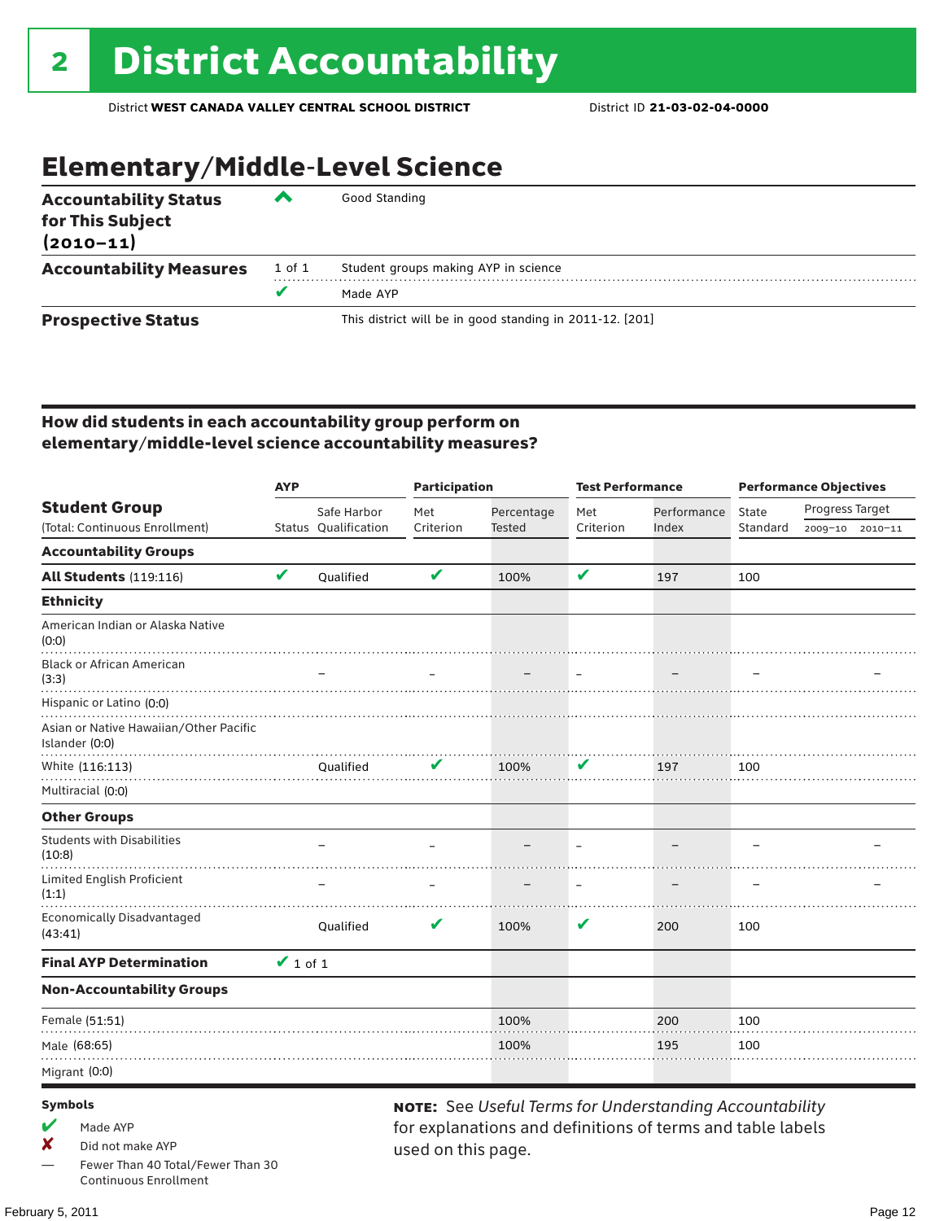# 2 District Accountability

District **WEST CANADA VALLEY CENTRAL SCHOOL DISTRICT** District ID **21-03-02-04-0000**

## Elementary/Middle-Level Science

| | | |
|---|---|---|
| **Accountability Status for This Subject (2010–11)** | ^ | Good Standing |
| **Accountability Measures** | 1 of 1 | Student groups making AYP in science |
| | ✔ | Made AYP |
| **Prospective Status** | | This district will be in good standing in 2011-12. [201] |

### How did students in each accountability group perform on elementary/middle-level science accountability measures?

| Student Group (Total: Continuous Enrollment) | AYP Status | AYP Safe Harbor Qualification | Participation Met Criterion | Participation Percentage Tested | Test Performance Met Criterion | Test Performance Performance Index | Performance Objectives State Standard | Progress Target 2009–10 | Progress Target 2010–11 |
|---|---|---|---|---|---|---|---|---|---|
| **Accountability Groups** | | | | | | | | | |
| **All Students** (119:116) | ✔ | Qualified | ✔ | 100% | ✔ | 197 | 100 | | |
| **Ethnicity** | | | | | | | | | |
| American Indian or Alaska Native (0:0) | | | | | | | | | |
| Black or African American (3:3) | | – | – | – | – | – | – | | – |
| Hispanic or Latino (0:0) | | | | | | | | | |
| Asian or Native Hawaiian/Other Pacific Islander (0:0) | | | | | | | | | |
| White (116:113) | | Qualified | ✔ | 100% | ✔ | 197 | 100 | | |
| Multiracial (0:0) | | | | | | | | | |
| **Other Groups** | | | | | | | | | |
| Students with Disabilities (10:8) | | – | – | – | – | – | – | | – |
| Limited English Proficient (1:1) | | – | – | – | – | – | – | | – |
| Economically Disadvantaged (43:41) | | Qualified | ✔ | 100% | ✔ | 200 | 100 | | |
| **Final AYP Determination** | ✔ 1 of 1 | | | | | | | | |
| **Non-Accountability Groups** | | | | | | | | | |
| Female (51:51) | | | | 100% | | 200 | 100 | | |
| Male (68:65) | | | | 100% | | 195 | 100 | | |
| Migrant (0:0) | | | | | | | | | |

**Symbols**

- ✔ Made AYP
- ✘ Did not make AYP
- — Fewer Than 40 Total/Fewer Than 30 Continuous Enrollment

**NOTE:** See *Useful Terms for Understanding Accountability* for explanations and definitions of terms and table labels used on this page.

February 5, 2011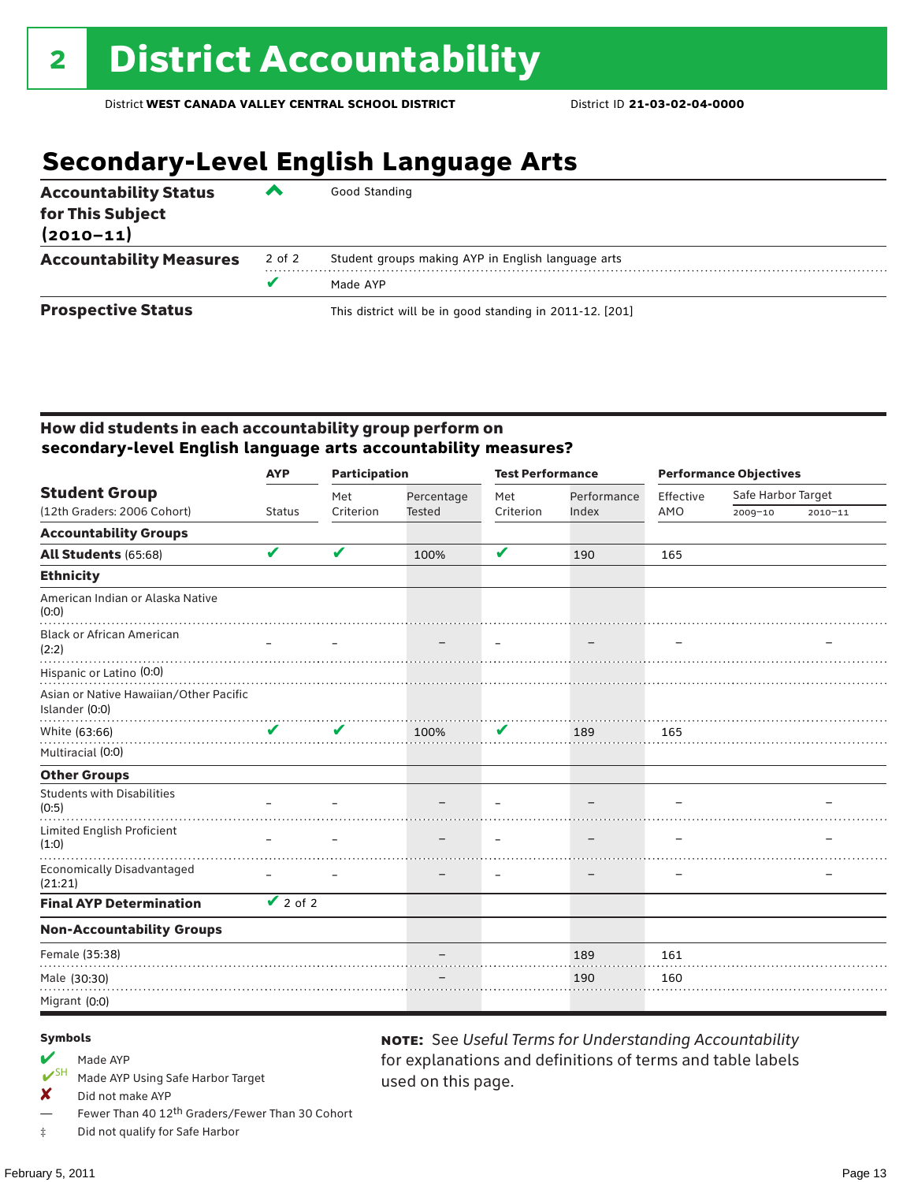# 2 District Accountability

District **WEST CANADA VALLEY CENTRAL SCHOOL DISTRICT** District ID **21-03-02-04-0000**

## Secondary-Level English Language Arts

| | | |
|---|---|---|
| **Accountability Status for This Subject (2010–11)** | ^ | Good Standing |
| **Accountability Measures** | 2 of 2 | Student groups making AYP in English language arts |
| | ✔ | Made AYP |
| **Prospective Status** | | This district will be in good standing in 2011-12. [201] |

### How did students in each accountability group perform on secondary-level English language arts accountability measures?

| Student Group (12th Graders: 2006 Cohort) | AYP Status | Participation: Met Criterion | Participation: Percentage Tested | Test Performance: Met Criterion | Test Performance: Performance Index | Performance Objectives: Effective AMO | Safe Harbor Target 2009–10 | Safe Harbor Target 2010–11 |
|---|---|---|---|---|---|---|---|---|
| **Accountability Groups** | | | | | | | | |
| **All Students** (65:68) | ✔ | ✔ | 100% | ✔ | 190 | 165 | | |
| **Ethnicity** | | | | | | | | |
| American Indian or Alaska Native (0:0) | | | | | | | | |
| Black or African American (2:2) | – | – | – | – | – | – | | – |
| Hispanic or Latino (0:0) | | | | | | | | |
| Asian or Native Hawaiian/Other Pacific Islander (0:0) | | | | | | | | |
| White (63:66) | ✔ | ✔ | 100% | ✔ | 189 | 165 | | |
| Multiracial (0:0) | | | | | | | | |
| **Other Groups** | | | | | | | | |
| Students with Disabilities (0:5) | – | – | – | – | – | – | | – |
| Limited English Proficient (1:0) | – | – | – | – | – | – | | – |
| Economically Disadvantaged (21:21) | – | – | – | – | – | – | | – |
| **Final AYP Determination** | ✔ 2 of 2 | | | | | | | |
| **Non-Accountability Groups** | | | | | | | | |
| Female (35:38) | | | – | | 189 | 161 | | |
| Male (30:30) | | | – | | 190 | 160 | | |
| Migrant (0:0) | | | | | | | | |

**Symbols**

- ✔ Made AYP
- ✔SH Made AYP Using Safe Harbor Target
- ✘ Did not make AYP
- — Fewer Than 40 12th Graders/Fewer Than 30 Cohort
- ‡ Did not qualify for Safe Harbor

**NOTE:** See *Useful Terms for Understanding Accountability* for explanations and definitions of terms and table labels used on this page.

February 5, 2011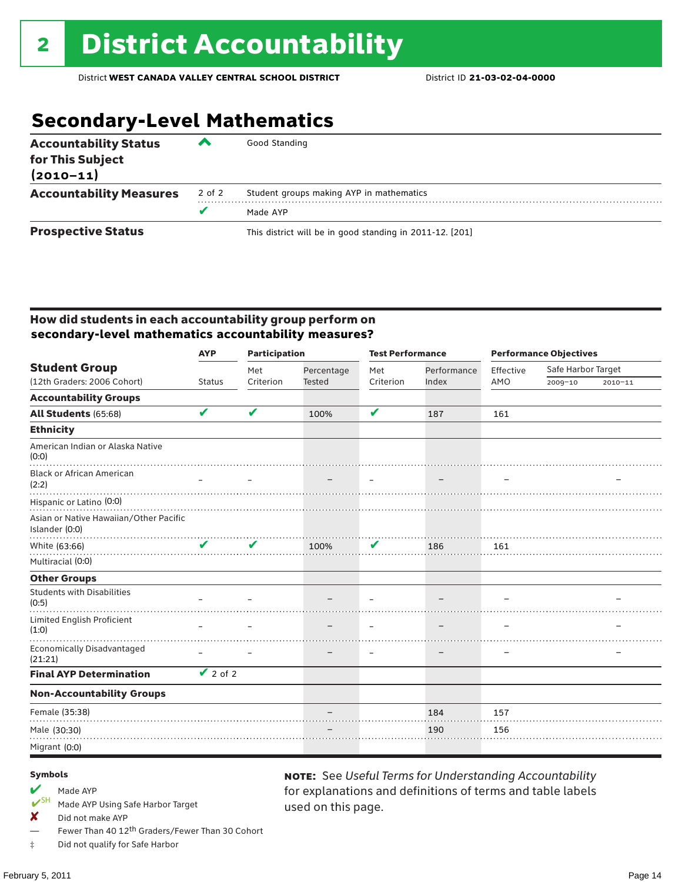# 2 District Accountability

District **WEST CANADA VALLEY CENTRAL SCHOOL DISTRICT** District ID **21-03-02-04-0000**

## Secondary-Level Mathematics

| | | |
|---|---|---|
| **Accountability Status for This Subject (2010–11)** | ^ | Good Standing |
| **Accountability Measures** | 2 of 2 | Student groups making AYP in mathematics |
| | ✔ | Made AYP |
| **Prospective Status** | | This district will be in good standing in 2011-12. [201] |

### How did students in each accountability group perform on secondary-level mathematics accountability measures?

| Student Group (12th Graders: 2006 Cohort) | AYP Status | Participation: Met Criterion | Participation: Percentage Tested | Test Performance: Met Criterion | Test Performance: Performance Index | Performance Objectives: Effective AMO | Safe Harbor Target 2009–10 | Safe Harbor Target 2010–11 |
|---|---|---|---|---|---|---|---|---|
| **Accountability Groups** | | | | | | | | |
| **All Students** (65:68) | ✔ | ✔ | 100% | ✔ | 187 | 161 | | |
| **Ethnicity** | | | | | | | | |
| American Indian or Alaska Native (0:0) | | | | | | | | |
| Black or African American (2:2) | – | – | – | – | – | – | | – |
| Hispanic or Latino (0:0) | | | | | | | | |
| Asian or Native Hawaiian/Other Pacific Islander (0:0) | | | | | | | | |
| White (63:66) | ✔ | ✔ | 100% | ✔ | 186 | 161 | | |
| Multiracial (0:0) | | | | | | | | |
| **Other Groups** | | | | | | | | |
| Students with Disabilities (0:5) | – | – | – | – | – | – | | – |
| Limited English Proficient (1:0) | – | – | – | – | – | – | | – |
| Economically Disadvantaged (21:21) | – | – | – | – | – | – | | – |
| **Final AYP Determination** | ✔ 2 of 2 | | | | | | | |
| **Non-Accountability Groups** | | | | | | | | |
| Female (35:38) | | | – | | 184 | 157 | | |
| Male (30:30) | | | – | | 190 | 156 | | |
| Migrant (0:0) | | | | | | | | |

**Symbols**

- ✔ Made AYP
- ✔SH Made AYP Using Safe Harbor Target
- ✘ Did not make AYP
- — Fewer Than 40 12th Graders/Fewer Than 30 Cohort
- ‡ Did not qualify for Safe Harbor

**NOTE:** See *Useful Terms for Understanding Accountability* for explanations and definitions of terms and table labels used on this page.

February 5, 2011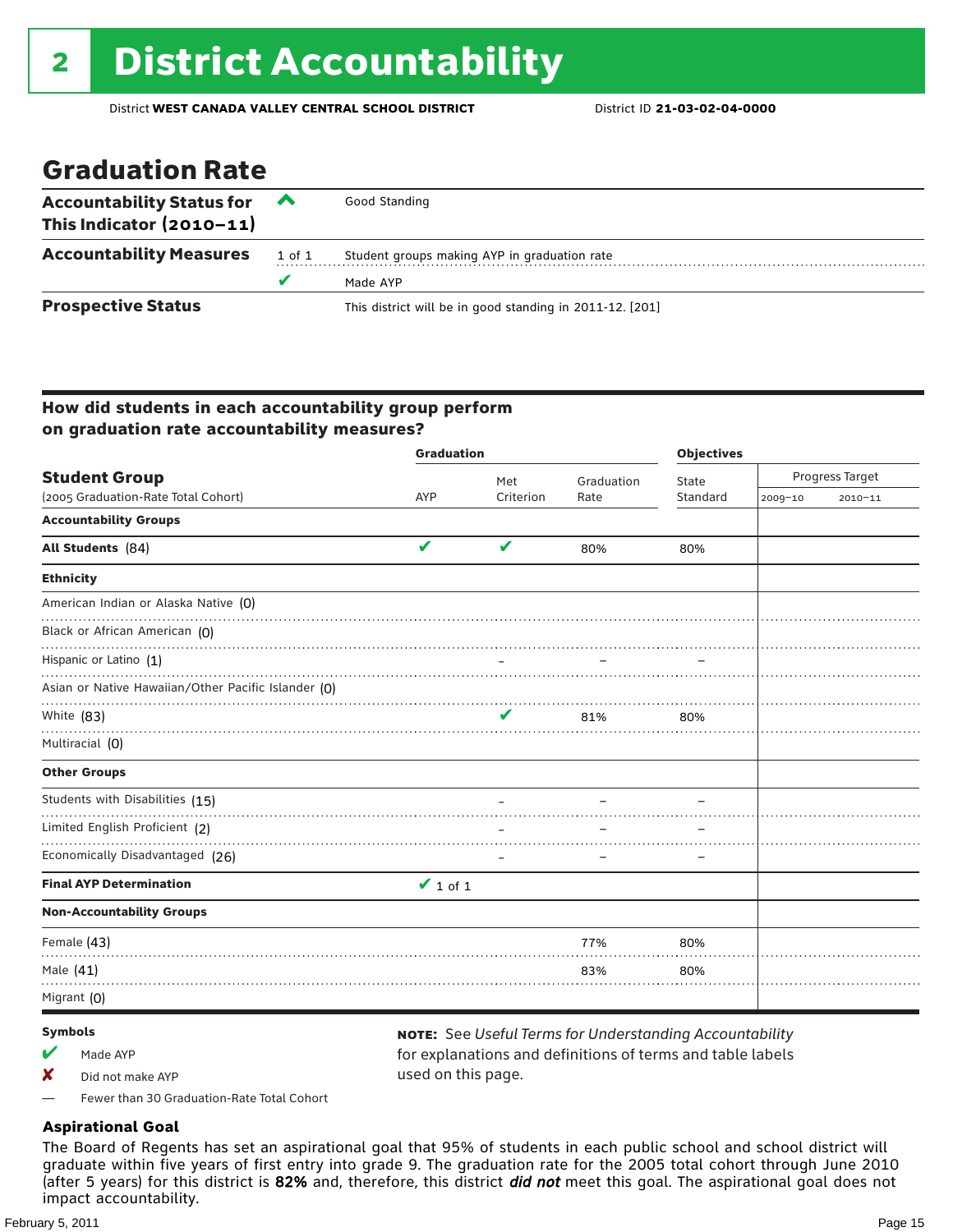# 2 District Accountability

District **WEST CANADA VALLEY CENTRAL SCHOOL DISTRICT** District ID **21-03-02-04-0000**

## Graduation Rate

| | | |
|---|---|---|
| **Accountability Status for This Indicator (2010–11)** | ^ | Good Standing |
| **Accountability Measures** | 1 of 1 | Student groups making AYP in graduation rate |
| | ✔ | Made AYP |
| **Prospective Status** | | This district will be in good standing in 2011-12. [201] |

### How did students in each accountability group perform on graduation rate accountability measures?

| Student Group (2005 Graduation-Rate Total Cohort) | Graduation AYP | Met Criterion | Graduation Rate | Objectives State Standard | Progress Target 2009–10 | Progress Target 2010–11 |
|---|---|---|---|---|---|---|
| **Accountability Groups** | | | | | | |
| **All Students** (84) | ✔ | ✔ | 80% | 80% | | |
| **Ethnicity** | | | | | | |
| American Indian or Alaska Native (0) | | | | | | |
| Black or African American (0) | | | | | | |
| Hispanic or Latino (1) | | – | – | – | | |
| Asian or Native Hawaiian/Other Pacific Islander (0) | | | | | | |
| White (83) | | ✔ | 81% | 80% | | |
| Multiracial (0) | | | | | | |
| **Other Groups** | | | | | | |
| Students with Disabilities (15) | | – | – | – | | |
| Limited English Proficient (2) | | – | – | – | | |
| Economically Disadvantaged (26) | | – | – | – | | |
| **Final AYP Determination** | ✔ 1 of 1 | | | | | |
| **Non-Accountability Groups** | | | | | | |
| Female (43) | | | 77% | 80% | | |
| Male (41) | | | 83% | 80% | | |
| Migrant (0) | | | | | | |

**Symbols**

- ✔ Made AYP
- ✘ Did not make AYP
- — Fewer than 30 Graduation-Rate Total Cohort

**NOTE:** See *Useful Terms for Understanding Accountability* for explanations and definitions of terms and table labels used on this page.

### Aspirational Goal

The Board of Regents has set an aspirational goal that 95% of students in each public school and school district will graduate within five years of first entry into grade 9. The graduation rate for the 2005 total cohort through June 2010 (after 5 years) for this district is **82%** and, therefore, this district ***did not*** meet this goal. The aspirational goal does not impact accountability.

February 5, 2011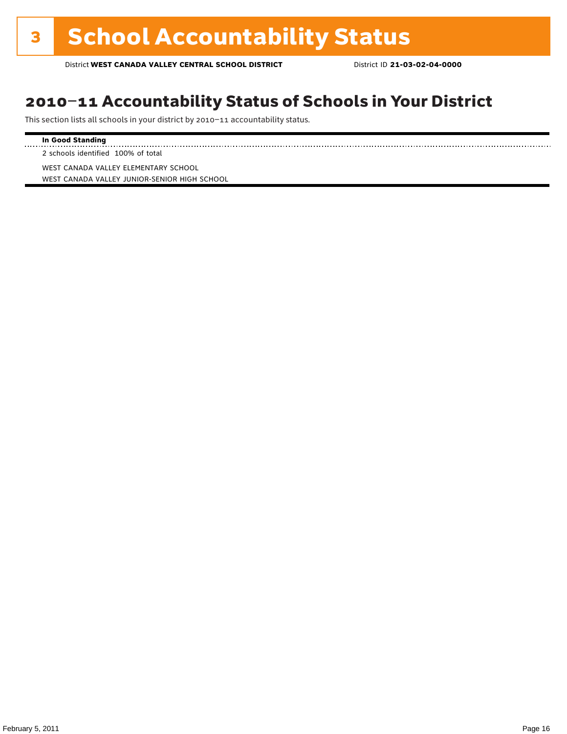# 3 School Accountability Status

District **WEST CANADA VALLEY CENTRAL SCHOOL DISTRICT** District ID **21-03-02-04-0000**

## 2010–11 Accountability Status of Schools in Your District

This section lists all schools in your district by 2010–11 accountability status.

**In Good Standing**

2 schools identified 100% of total

WEST CANADA VALLEY ELEMENTARY SCHOOL
WEST CANADA VALLEY JUNIOR-SENIOR HIGH SCHOOL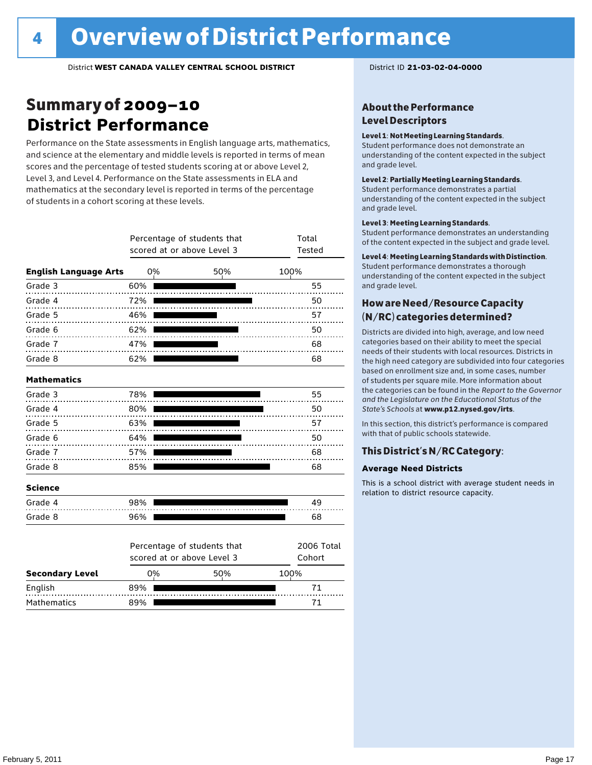# 4 Overview of District Performance

District **WEST CANADA VALLEY CENTRAL SCHOOL DISTRICT** District ID **21-03-02-04-0000**

## Summary of 2009–10 District Performance

Performance on the State assessments in English language arts, mathematics, and science at the elementary and middle levels is reported in terms of mean scores and the percentage of tested students scoring at or above Level 2, Level 3, and Level 4. Performance on the State assessments in ELA and mathematics at the secondary level is reported in terms of the percentage of students in a cohort scoring at these levels.

| | Percentage of students that scored at or above Level 3 | Total Tested |
|---|---|---|
| **English Language Arts** | | |
| Grade 3 | 60% | 55 |
| Grade 4 | 72% | 50 |
| Grade 5 | 46% | 57 |
| Grade 6 | 62% | 50 |
| Grade 7 | 47% | 68 |
| Grade 8 | 62% | 68 |
| **Mathematics** | | |
| Grade 3 | 78% | 55 |
| Grade 4 | 80% | 50 |
| Grade 5 | 63% | 57 |
| Grade 6 | 64% | 50 |
| Grade 7 | 57% | 68 |
| Grade 8 | 85% | 68 |
| **Science** | | |
| Grade 4 | 98% | 49 |
| Grade 8 | 96% | 68 |

| Secondary Level | Percentage of students that scored at or above Level 3 | 2006 Total Cohort |
|---|---|---|
| English | 89% | 71 |
| Mathematics | 89% | 71 |

### About the Performance Level Descriptors

**Level 1: Not Meeting Learning Standards.** Student performance does not demonstrate an understanding of the content expected in the subject and grade level.

**Level 2: Partially Meeting Learning Standards.** Student performance demonstrates a partial understanding of the content expected in the subject and grade level.

**Level 3: Meeting Learning Standards.** Student performance demonstrates an understanding of the content expected in the subject and grade level.

**Level 4: Meeting Learning Standards with Distinction.** Student performance demonstrates a thorough understanding of the content expected in the subject and grade level.

### How are Need/Resource Capacity (N/RC) categories determined?

Districts are divided into high, average, and low need categories based on their ability to meet the special needs of their students with local resources. Districts in the high need category are subdivided into four categories based on enrollment size and, in some cases, number of students per square mile. More information about the categories can be found in the *Report to the Governor and the Legislature on the Educational Status of the State's Schools* at **www.p12.nysed.gov/irts**.

In this section, this district's performance is compared with that of public schools statewide.

### This District's N/RC Category:

**Average Need Districts**

This is a school district with average student needs in relation to district resource capacity.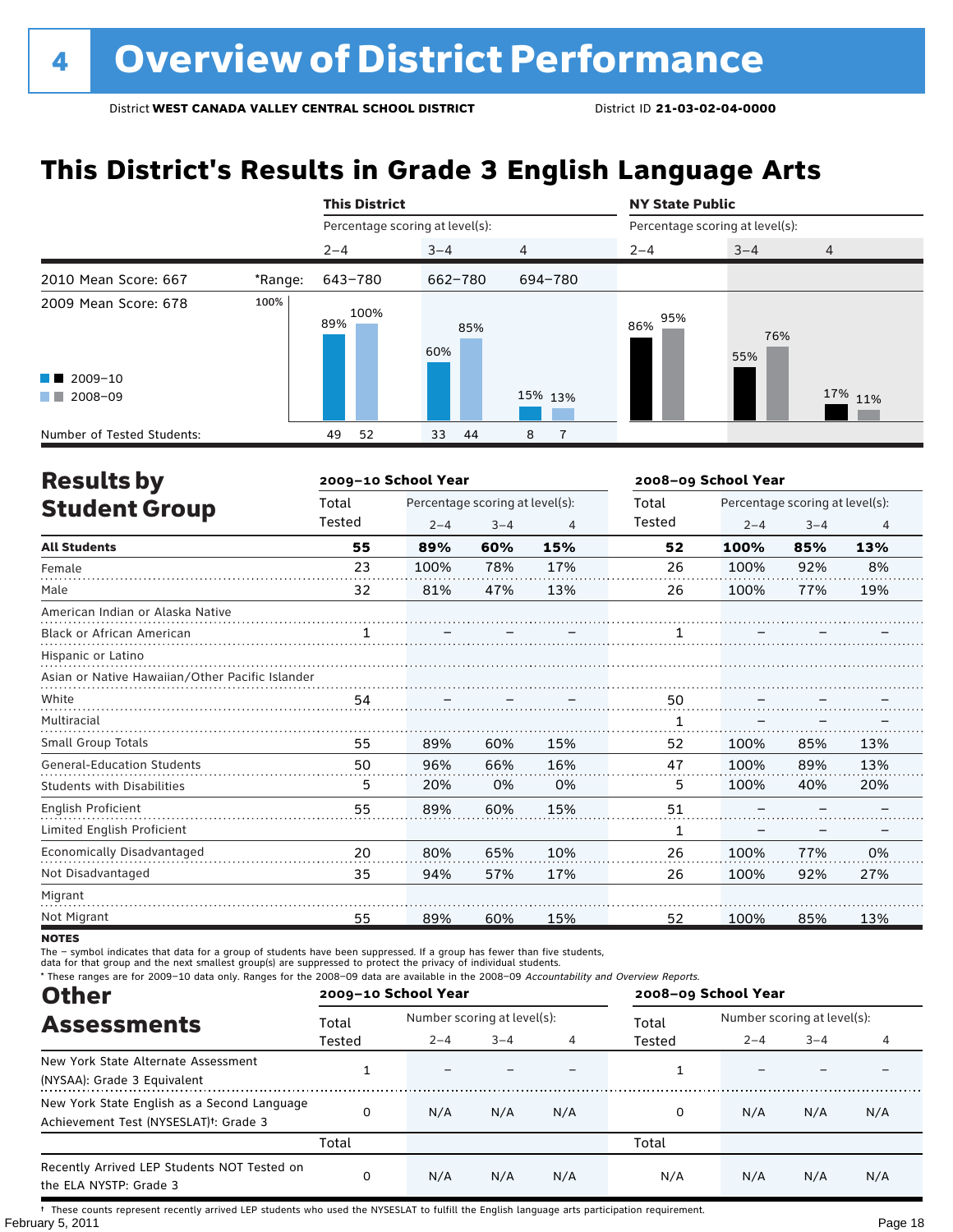# 4 Overview of District Performance

District **WEST CANADA VALLEY CENTRAL SCHOOL DISTRICT** District ID **21-03-02-04-0000**

## This District's Results in Grade 3 English Language Arts

| | | This District | | | NY State Public | | |
|---|---|---|---|---|---|---|---|
| | | Percentage scoring at level(s): | | | Percentage scoring at level(s): | | |
| | | 2–4 | 3–4 | 4 | 2–4 | 3–4 | 4 |
| 2010 Mean Score: 667 | *Range: | 643–780 | 662–780 | 694–780 | | | |
| 2009 Mean Score: 678 | | | | | | | |
| 2009–10 | | 89% | 60% | 15% | 86% | 55% | 17% |
| 2008–09 | | 100% | 85% | 13% | 95% | 76% | 11% |
| Number of Tested Students: 2009–10 | | 49 | 33 | 8 | | | |
| Number of Tested Students: 2008–09 | | 52 | 44 | 7 | | | |

## Results by Student Group

| | 2009–10 School Year | | | | 2008–09 School Year | | | |
|---|---|---|---|---|---|---|---|---|
| | Total Tested | Percentage scoring at level(s): 2–4 | 3–4 | 4 | Total Tested | Percentage scoring at level(s): 2–4 | 3–4 | 4 |
| **All Students** | **55** | **89%** | **60%** | **15%** | **52** | **100%** | **85%** | **13%** |
| Female | 23 | 100% | 78% | 17% | 26 | 100% | 92% | 8% |
| Male | 32 | 81% | 47% | 13% | 26 | 100% | 77% | 19% |
| American Indian or Alaska Native | | | | | | | | |
| Black or African American | 1 | – | – | – | 1 | – | – | – |
| Hispanic or Latino | | | | | | | | |
| Asian or Native Hawaiian/Other Pacific Islander | | | | | | | | |
| White | 54 | – | – | – | 50 | – | – | – |
| Multiracial | | | | | 1 | – | – | – |
| Small Group Totals | 55 | 89% | 60% | 15% | 52 | 100% | 85% | 13% |
| General-Education Students | 50 | 96% | 66% | 16% | 47 | 100% | 89% | 13% |
| Students with Disabilities | 5 | 20% | 0% | 0% | 5 | 100% | 40% | 20% |
| English Proficient | 55 | 89% | 60% | 15% | 51 | – | – | – |
| Limited English Proficient | | | | | 1 | – | – | – |
| Economically Disadvantaged | 20 | 80% | 65% | 10% | 26 | 100% | 77% | 0% |
| Not Disadvantaged | 35 | 94% | 57% | 17% | 26 | 100% | 92% | 27% |
| Migrant | | | | | | | | |
| Not Migrant | 55 | 89% | 60% | 15% | 52 | 100% | 85% | 13% |

**NOTES**

The – symbol indicates that data for a group of students have been suppressed. If a group has fewer than five students, data for that group and the next smallest group(s) are suppressed to protect the privacy of individual students.

* These ranges are for 2009–10 data only. Ranges for the 2008–09 data are available in the 2008–09 *Accountability and Overview Reports*.

## Other Assessments

| | 2009–10 School Year | | | | 2008–09 School Year | | | |
|---|---|---|---|---|---|---|---|---|
| | Total Tested | Number scoring at level(s): 2–4 | 3–4 | 4 | Total Tested | Number scoring at level(s): 2–4 | 3–4 | 4 |
| New York State Alternate Assessment (NYSAA): Grade 3 Equivalent | 1 | – | – | – | 1 | – | – | – |
| New York State English as a Second Language Achievement Test (NYSESLAT)†: Grade 3 | 0 | N/A | N/A | N/A | 0 | N/A | N/A | N/A |
| | Total | | | | Total | | | |
| Recently Arrived LEP Students NOT Tested on the ELA NYSTP: Grade 3 | 0 | N/A | N/A | N/A | N/A | N/A | N/A | N/A |

† These counts represent recently arrived LEP students who used the NYSESLAT to fulfill the English language arts participation requirement.

February 5, 2011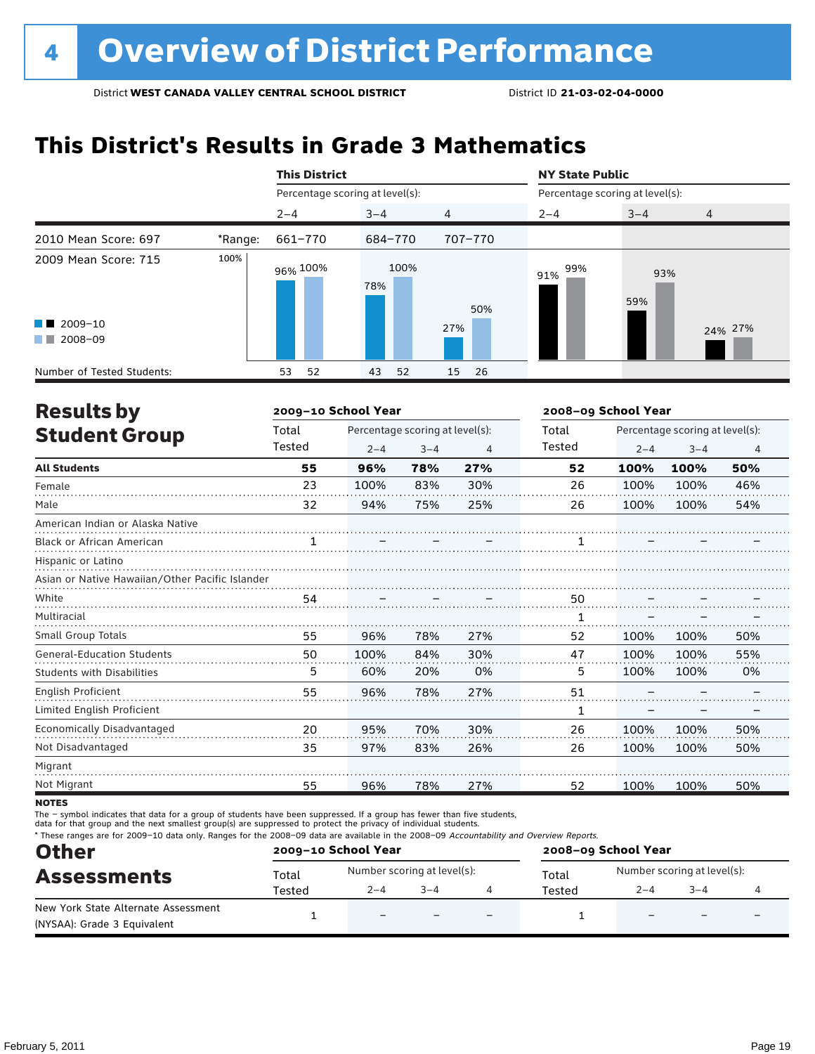# 4 Overview of District Performance

District **WEST CANADA VALLEY CENTRAL SCHOOL DISTRICT** District ID **21-03-02-04-0000**

## This District's Results in Grade 3 Mathematics

| | | This District | | | NY State Public | | |
|---|---|---|---|---|---|---|---|
| | | Percentage scoring at level(s): | | | Percentage scoring at level(s): | | |
| | | 2–4 | 3–4 | 4 | 2–4 | 3–4 | 4 |
| 2010 Mean Score: 697 | *Range: | 661–770 | 684–770 | 707–770 | | | |
| 2009 Mean Score: 715 | 2009–10 | 96% | 78% | 27% | 91% | 59% | 24% |
| | 2008–09 | 100% | 100% | 50% | 99% | 93% | 27% |
| Number of Tested Students: | 2009–10 | 53 | 43 | 15 | | | |
| | 2008–09 | 52 | 52 | 26 | | | |

## Results by Student Group

| | 2009–10 School Year | | | | 2008–09 School Year | | | |
|---|---|---|---|---|---|---|---|---|
| | Total Tested | Percentage scoring at level(s): 2–4 | 3–4 | 4 | Total Tested | Percentage scoring at level(s): 2–4 | 3–4 | 4 |
| **All Students** | **55** | **96%** | **78%** | **27%** | **52** | **100%** | **100%** | **50%** |
| Female | 23 | 100% | 83% | 30% | 26 | 100% | 100% | 46% |
| Male | 32 | 94% | 75% | 25% | 26 | 100% | 100% | 54% |
| American Indian or Alaska Native | | | | | | | | |
| Black or African American | 1 | – | – | – | 1 | – | – | – |
| Hispanic or Latino | | | | | | | | |
| Asian or Native Hawaiian/Other Pacific Islander | | | | | | | | |
| White | 54 | – | – | – | 50 | – | – | – |
| Multiracial | | | | | 1 | – | – | – |
| Small Group Totals | 55 | 96% | 78% | 27% | 52 | 100% | 100% | 50% |
| General-Education Students | 50 | 100% | 84% | 30% | 47 | 100% | 100% | 55% |
| Students with Disabilities | 5 | 60% | 20% | 0% | 5 | 100% | 100% | 0% |
| English Proficient | 55 | 96% | 78% | 27% | 51 | – | – | – |
| Limited English Proficient | | | | | 1 | – | – | – |
| Economically Disadvantaged | 20 | 95% | 70% | 30% | 26 | 100% | 100% | 50% |
| Not Disadvantaged | 35 | 97% | 83% | 26% | 26 | 100% | 100% | 50% |
| Migrant | | | | | | | | |
| Not Migrant | 55 | 96% | 78% | 27% | 52 | 100% | 100% | 50% |

**NOTES**

The – symbol indicates that data for a group of students have been suppressed. If a group has fewer than five students, data for that group and the next smallest group(s) are suppressed to protect the privacy of individual students.

* These ranges are for 2009–10 data only. Ranges for the 2008–09 data are available in the 2008–09 *Accountability and Overview Reports*.

## Other Assessments

| | 2009–10 School Year | | | | 2008–09 School Year | | | |
|---|---|---|---|---|---|---|---|---|
| | Total Tested | Number scoring at level(s): 2–4 | 3–4 | 4 | Total Tested | Number scoring at level(s): 2–4 | 3–4 | 4 |
| New York State Alternate Assessment (NYSAA): Grade 3 Equivalent | 1 | – | – | – | 1 | – | – | – |

February 5, 2011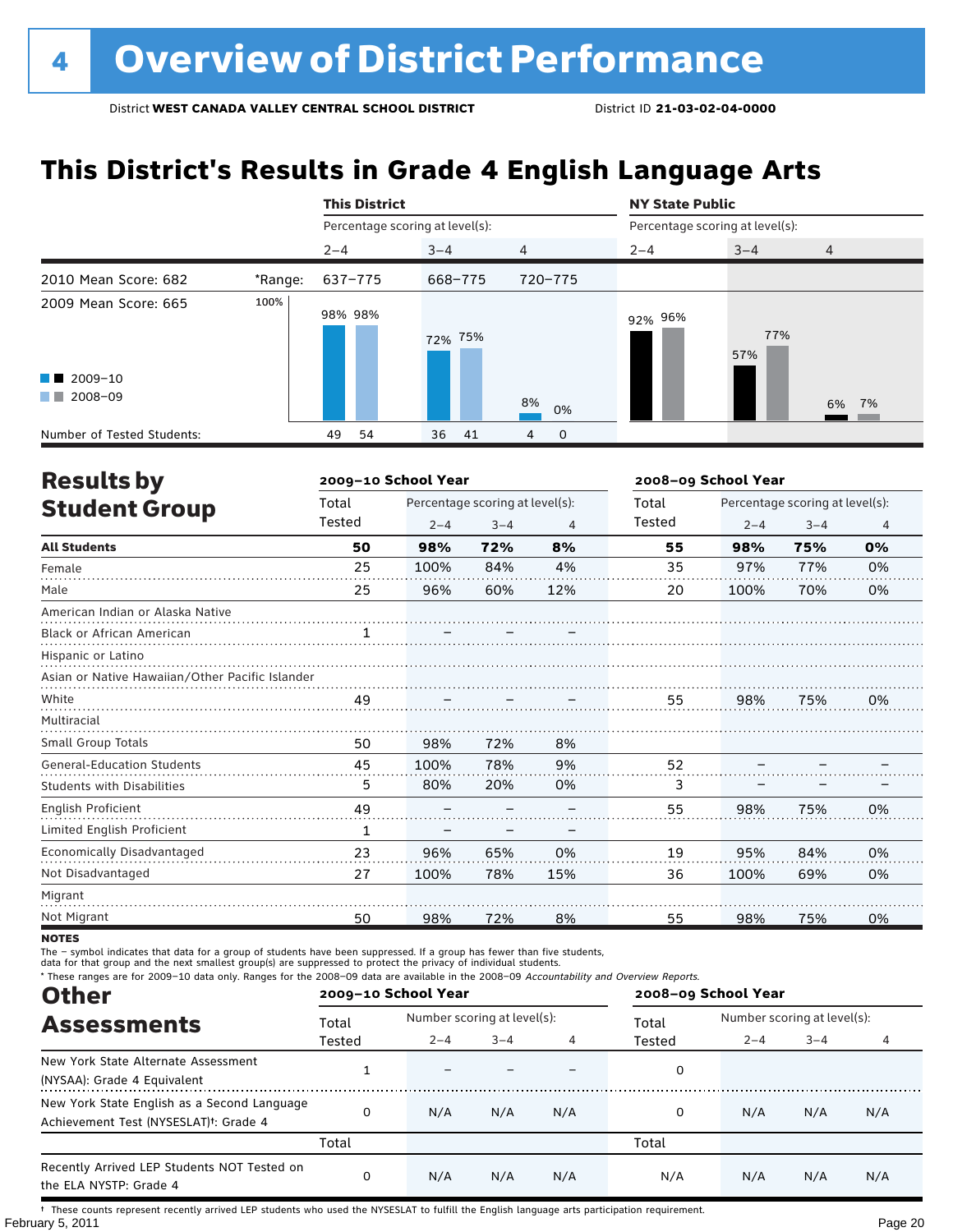# 4 Overview of District Performance

District **WEST CANADA VALLEY CENTRAL SCHOOL DISTRICT** District ID **21-03-02-04-0000**

## This District's Results in Grade 4 English Language Arts

| | | This District | | | NY State Public | | |
|---|---|---|---|---|---|---|---|
| | | Percentage scoring at level(s): | | | Percentage scoring at level(s): | | |
| | | 2–4 | 3–4 | 4 | 2–4 | 3–4 | 4 |
| 2010 Mean Score: 682 | *Range: | 637–775 | 668–775 | 720–775 | | | |
| 2009 Mean Score: 665 | | | | | | | |
| 2009–10 | | 98% | 72% | 8% | 92% | 57% | 6% |
| 2008–09 | | 98% | 75% | 0% | 96% | 77% | 7% |
| Number of Tested Students: 2009–10 | | 49 | 36 | 4 | | | |
| Number of Tested Students: 2008–09 | | 54 | 41 | 0 | | | |

## Results by Student Group

| | 2009–10 School Year | | | | 2008–09 School Year | | | |
|---|---|---|---|---|---|---|---|---|
| | Total Tested | Percentage scoring at level(s): 2–4 | 3–4 | 4 | Total Tested | Percentage scoring at level(s): 2–4 | 3–4 | 4 |
| **All Students** | **50** | **98%** | **72%** | **8%** | **55** | **98%** | **75%** | **0%** |
| Female | 25 | 100% | 84% | 4% | 35 | 97% | 77% | 0% |
| Male | 25 | 96% | 60% | 12% | 20 | 100% | 70% | 0% |
| American Indian or Alaska Native | | | | | | | | |
| Black or African American | 1 | – | – | – | | | | |
| Hispanic or Latino | | | | | | | | |
| Asian or Native Hawaiian/Other Pacific Islander | | | | | | | | |
| White | 49 | – | – | – | 55 | 98% | 75% | 0% |
| Multiracial | | | | | | | | |
| Small Group Totals | 50 | 98% | 72% | 8% | | | | |
| General-Education Students | 45 | 100% | 78% | 9% | 52 | – | – | – |
| Students with Disabilities | 5 | 80% | 20% | 0% | 3 | – | – | – |
| English Proficient | 49 | – | – | – | 55 | 98% | 75% | 0% |
| Limited English Proficient | 1 | – | – | – | | | | |
| Economically Disadvantaged | 23 | 96% | 65% | 0% | 19 | 95% | 84% | 0% |
| Not Disadvantaged | 27 | 100% | 78% | 15% | 36 | 100% | 69% | 0% |
| Migrant | | | | | | | | |
| Not Migrant | 50 | 98% | 72% | 8% | 55 | 98% | 75% | 0% |

**NOTES**

The – symbol indicates that data for a group of students have been suppressed. If a group has fewer than five students, data for that group and the next smallest group(s) are suppressed to protect the privacy of individual students.

* These ranges are for 2009–10 data only. Ranges for the 2008–09 data are available in the 2008–09 *Accountability and Overview Reports*.

## Other Assessments

| | 2009–10 School Year | | | | 2008–09 School Year | | | |
|---|---|---|---|---|---|---|---|---|
| | Total Tested | Number scoring at level(s): 2–4 | 3–4 | 4 | Total Tested | Number scoring at level(s): 2–4 | 3–4 | 4 |
| New York State Alternate Assessment (NYSAA): Grade 4 Equivalent | 1 | – | – | – | 0 | | | |
| New York State English as a Second Language Achievement Test (NYSESLAT)†: Grade 4 | 0 | N/A | N/A | N/A | 0 | N/A | N/A | N/A |
| | Total | | | | Total | | | |
| Recently Arrived LEP Students NOT Tested on the ELA NYSTP: Grade 4 | 0 | N/A | N/A | N/A | N/A | N/A | N/A | N/A |

† These counts represent recently arrived LEP students who used the NYSESLAT to fulfill the English language arts participation requirement.

February 5, 2011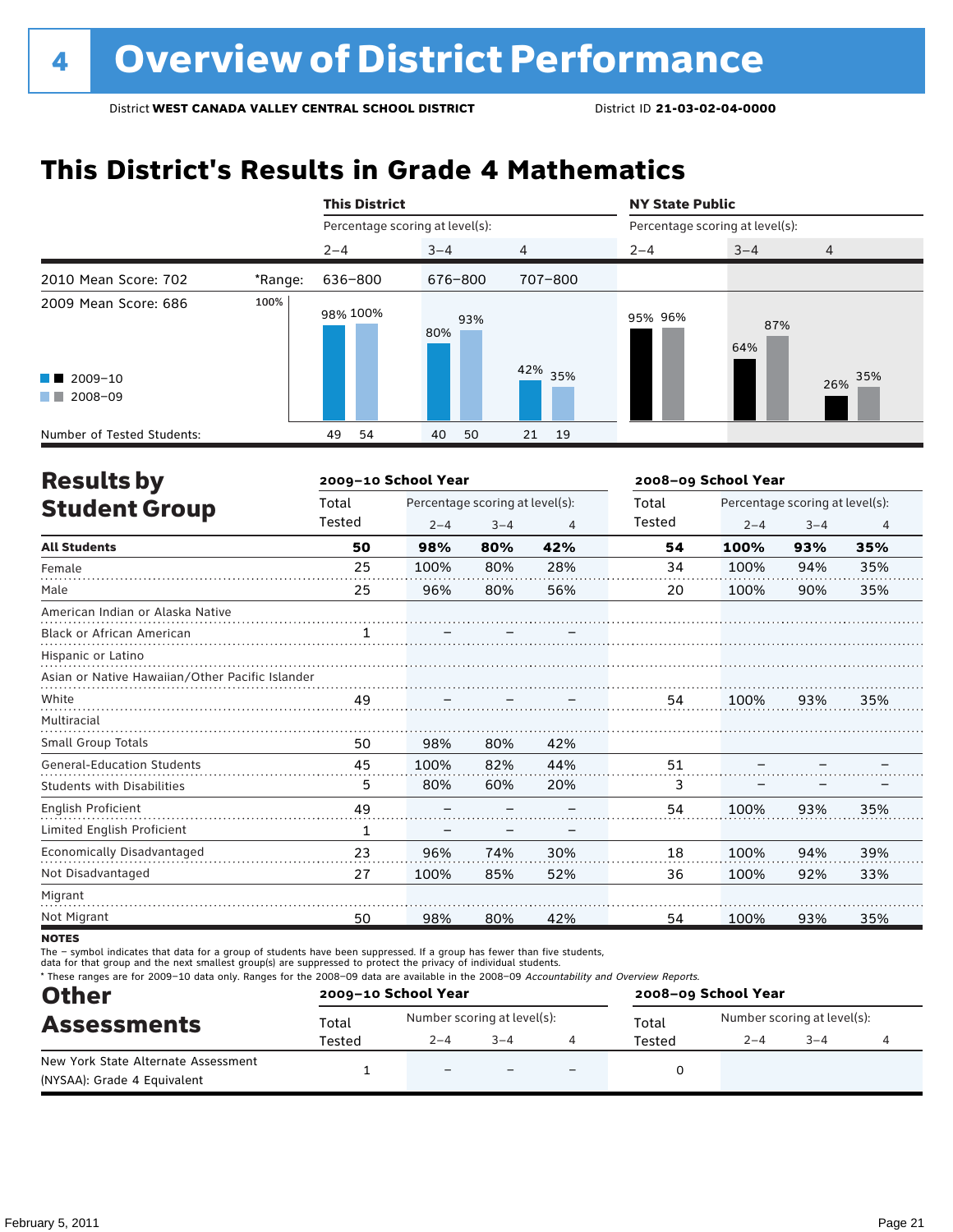# 4 Overview of District Performance

District **WEST CANADA VALLEY CENTRAL SCHOOL DISTRICT** District ID **21-03-02-04-0000**

## This District's Results in Grade 4 Mathematics

| | | This District | | | NY State Public | | |
|---|---|---|---|---|---|---|---|
| | | Percentage scoring at level(s): | | | Percentage scoring at level(s): | | |
| | | 2–4 | 3–4 | 4 | 2–4 | 3–4 | 4 |
| 2010 Mean Score: 702 | *Range: | 636–800 | 676–800 | 707–800 | | | |
| 2009 Mean Score: 686 | 2009–10 | 98% | 80% | 42% | 95% | 64% | 26% |
| | 2008–09 | 100% | 93% | 35% | 96% | 87% | 35% |
| Number of Tested Students: | 2009–10 | 49 | 40 | 21 | | | |
| | 2008–09 | 54 | 50 | 19 | | | |

## Results by Student Group

| | 2009–10 School Year | | | | 2008–09 School Year | | | |
|---|---|---|---|---|---|---|---|---|
| | Total Tested | Percentage scoring at level(s): 2–4 | 3–4 | 4 | Total Tested | Percentage scoring at level(s): 2–4 | 3–4 | 4 |
| **All Students** | **50** | **98%** | **80%** | **42%** | **54** | **100%** | **93%** | **35%** |
| Female | 25 | 100% | 80% | 28% | 34 | 100% | 94% | 35% |
| Male | 25 | 96% | 80% | 56% | 20 | 100% | 90% | 35% |
| American Indian or Alaska Native | | | | | | | | |
| Black or African American | 1 | – | – | – | | | | |
| Hispanic or Latino | | | | | | | | |
| Asian or Native Hawaiian/Other Pacific Islander | | | | | | | | |
| White | 49 | – | – | – | 54 | 100% | 93% | 35% |
| Multiracial | | | | | | | | |
| Small Group Totals | 50 | 98% | 80% | 42% | | | | |
| General-Education Students | 45 | 100% | 82% | 44% | 51 | – | – | – |
| Students with Disabilities | 5 | 80% | 60% | 20% | 3 | – | – | – |
| English Proficient | 49 | – | – | – | 54 | 100% | 93% | 35% |
| Limited English Proficient | 1 | – | – | – | | | | |
| Economically Disadvantaged | 23 | 96% | 74% | 30% | 18 | 100% | 94% | 39% |
| Not Disadvantaged | 27 | 100% | 85% | 52% | 36 | 100% | 92% | 33% |
| Migrant | | | | | | | | |
| Not Migrant | 50 | 98% | 80% | 42% | 54 | 100% | 93% | 35% |

**NOTES**

The – symbol indicates that data for a group of students have been suppressed. If a group has fewer than five students, data for that group and the next smallest group(s) are suppressed to protect the privacy of individual students.

* These ranges are for 2009–10 data only. Ranges for the 2008–09 data are available in the 2008–09 *Accountability and Overview Reports*.

## Other Assessments

| | 2009–10 School Year | | | | 2008–09 School Year | | | |
|---|---|---|---|---|---|---|---|---|
| | Total Tested | Number scoring at level(s): 2–4 | 3–4 | 4 | Total Tested | Number scoring at level(s): 2–4 | 3–4 | 4 |
| New York State Alternate Assessment (NYSAA): Grade 4 Equivalent | 1 | – | – | – | 0 | | | |

February 5, 2011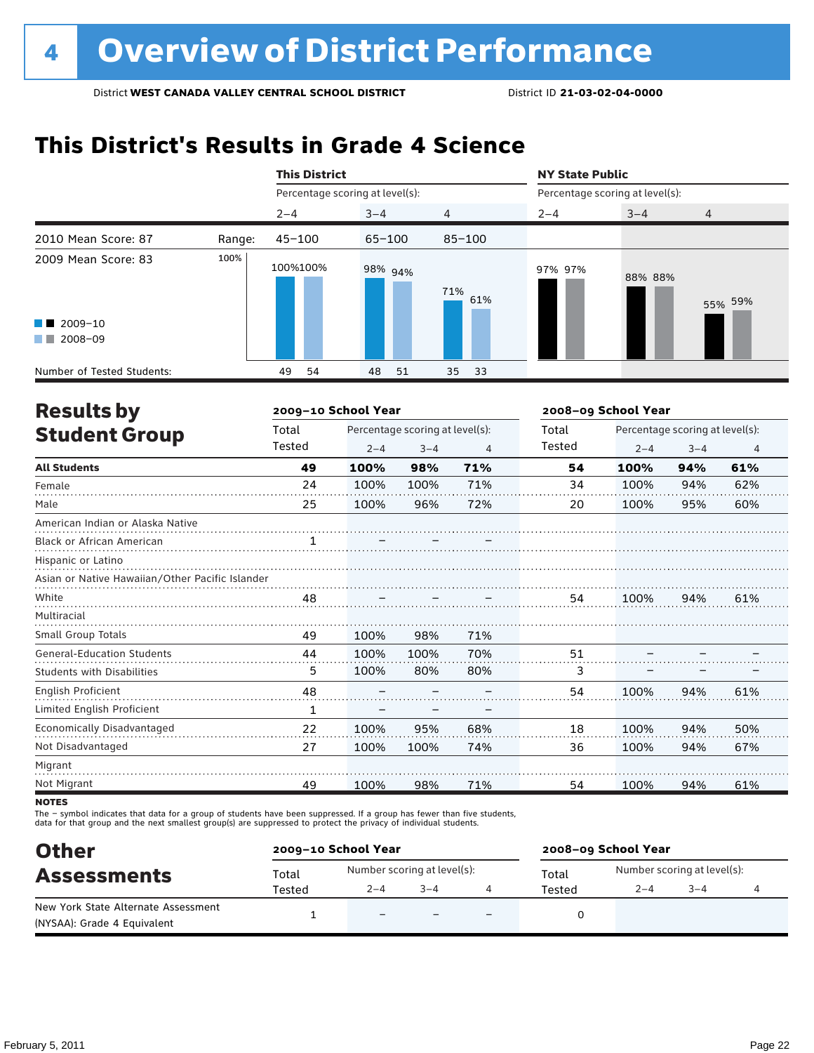# 4 Overview of District Performance

District **WEST CANADA VALLEY CENTRAL SCHOOL DISTRICT** District ID **21-03-02-04-0000**

## This District's Results in Grade 4 Science

| | | This District | | | NY State Public | | |
|---|---|---|---|---|---|---|---|
| | | Percentage scoring at level(s): | | | Percentage scoring at level(s): | | |
| | | 2–4 | 3–4 | 4 | 2–4 | 3–4 | 4 |
| 2010 Mean Score: 87 | Range: | 45–100 | 65–100 | 85–100 | | | |
| 2009 Mean Score: 83 | 2009–10 | 100% | 98% | 71% | 97% | 88% | 55% |
| | 2008–09 | 100% | 94% | 61% | 97% | 88% | 59% |
| Number of Tested Students: | 2009–10 | 49 | 48 | 35 | | | |
| | 2008–09 | 54 | 51 | 33 | | | |

## Results by Student Group

| | 2009–10 School Year | | | | 2008–09 School Year | | | |
|---|---|---|---|---|---|---|---|---|
| | Total Tested | Percentage scoring at level(s): 2–4 | 3–4 | 4 | Total Tested | Percentage scoring at level(s): 2–4 | 3–4 | 4 |
| **All Students** | **49** | **100%** | **98%** | **71%** | **54** | **100%** | **94%** | **61%** |
| Female | 24 | 100% | 100% | 71% | 34 | 100% | 94% | 62% |
| Male | 25 | 100% | 96% | 72% | 20 | 100% | 95% | 60% |
| American Indian or Alaska Native | | | | | | | | |
| Black or African American | 1 | – | – | – | | | | |
| Hispanic or Latino | | | | | | | | |
| Asian or Native Hawaiian/Other Pacific Islander | | | | | | | | |
| White | 48 | – | – | – | 54 | 100% | 94% | 61% |
| Multiracial | | | | | | | | |
| Small Group Totals | 49 | 100% | 98% | 71% | | | | |
| General-Education Students | 44 | 100% | 100% | 70% | 51 | – | – | – |
| Students with Disabilities | 5 | 100% | 80% | 80% | 3 | – | – | – |
| English Proficient | 48 | – | – | – | 54 | 100% | 94% | 61% |
| Limited English Proficient | 1 | – | – | – | | | | |
| Economically Disadvantaged | 22 | 100% | 95% | 68% | 18 | 100% | 94% | 50% |
| Not Disadvantaged | 27 | 100% | 100% | 74% | 36 | 100% | 94% | 67% |
| Migrant | | | | | | | | |
| Not Migrant | 49 | 100% | 98% | 71% | 54 | 100% | 94% | 61% |

**NOTES**

The – symbol indicates that data for a group of students have been suppressed. If a group has fewer than five students, data for that group and the next smallest group(s) are suppressed to protect the privacy of individual students.

## Other Assessments

| | 2009–10 School Year | | | | 2008–09 School Year | | | |
|---|---|---|---|---|---|---|---|---|
| | Total Tested | Number scoring at level(s): 2–4 | 3–4 | 4 | Total Tested | Number scoring at level(s): 2–4 | 3–4 | 4 |
| New York State Alternate Assessment (NYSAA): Grade 4 Equivalent | 1 | – | – | – | 0 | | | |

February 5, 2011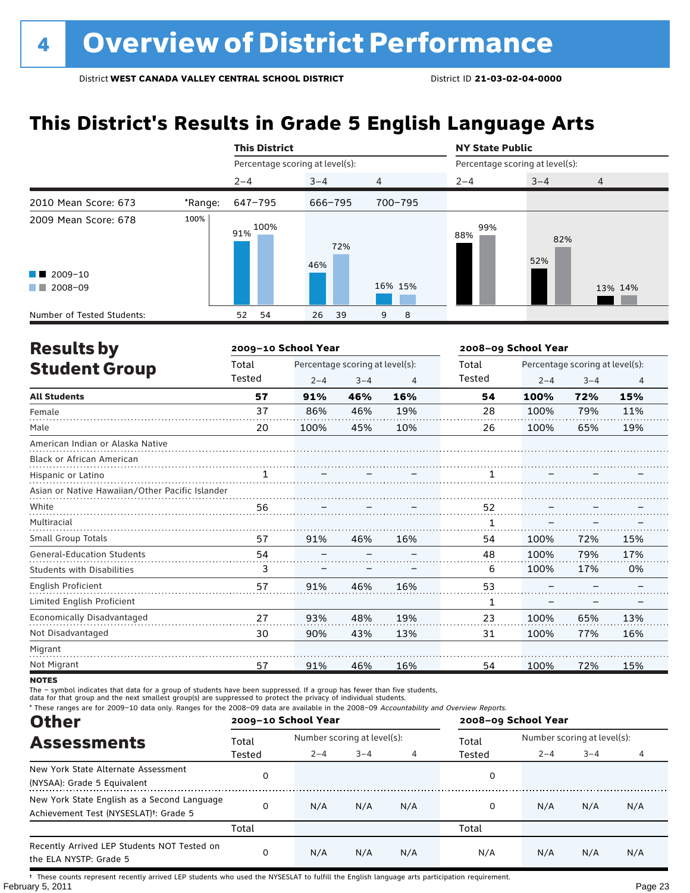# 4 Overview of District Performance

District **WEST CANADA VALLEY CENTRAL SCHOOL DISTRICT** District ID **21-03-02-04-0000**

## This District's Results in Grade 5 English Language Arts

| | | This District | | | NY State Public | | |
|---|---|---|---|---|---|---|---|
| | | Percentage scoring at level(s): | | | Percentage scoring at level(s): | | |
| | | 2–4 | 3–4 | 4 | 2–4 | 3–4 | 4 |
| 2010 Mean Score: 673 | *Range: | 647–795 | 666–795 | 700–795 | | | |
| 2009 Mean Score: 678 | | | | | | | |
| 2009–10 | | 91% | 46% | 16% | 88% | 52% | 13% |
| 2008–09 | | 100% | 72% | 15% | 99% | 82% | 14% |
| Number of Tested Students: 2009–10 | | 52 | 26 | 9 | | | |
| Number of Tested Students: 2008–09 | | 54 | 39 | 8 | | | |

## Results by Student Group

| | 2009–10 School Year | | | | 2008–09 School Year | | | |
|---|---|---|---|---|---|---|---|---|
| | Total Tested | Percentage scoring at level(s): 2–4 | 3–4 | 4 | Total Tested | Percentage scoring at level(s): 2–4 | 3–4 | 4 |
| **All Students** | **57** | **91%** | **46%** | **16%** | **54** | **100%** | **72%** | **15%** |
| Female | 37 | 86% | 46% | 19% | 28 | 100% | 79% | 11% |
| Male | 20 | 100% | 45% | 10% | 26 | 100% | 65% | 19% |
| American Indian or Alaska Native | | | | | | | | |
| Black or African American | | | | | | | | |
| Hispanic or Latino | 1 | – | – | – | 1 | – | – | – |
| Asian or Native Hawaiian/Other Pacific Islander | | | | | | | | |
| White | 56 | – | – | – | 52 | – | – | – |
| Multiracial | | | | | 1 | – | – | – |
| Small Group Totals | 57 | 91% | 46% | 16% | 54 | 100% | 72% | 15% |
| General-Education Students | 54 | – | – | – | 48 | 100% | 79% | 17% |
| Students with Disabilities | 3 | – | – | – | 6 | 100% | 17% | 0% |
| English Proficient | 57 | 91% | 46% | 16% | 53 | – | – | – |
| Limited English Proficient | | | | | 1 | – | – | – |
| Economically Disadvantaged | 27 | 93% | 48% | 19% | 23 | 100% | 65% | 13% |
| Not Disadvantaged | 30 | 90% | 43% | 13% | 31 | 100% | 77% | 16% |
| Migrant | | | | | | | | |
| Not Migrant | 57 | 91% | 46% | 16% | 54 | 100% | 72% | 15% |

**NOTES**

The – symbol indicates that data for a group of students have been suppressed. If a group has fewer than five students, data for that group and the next smallest group(s) are suppressed to protect the privacy of individual students.

* These ranges are for 2009–10 data only. Ranges for the 2008–09 data are available in the 2008–09 *Accountability and Overview Reports.*

## Other Assessments

| | 2009–10 School Year | | | | 2008–09 School Year | | | |
|---|---|---|---|---|---|---|---|---|
| | Total Tested | Number scoring at level(s): 2–4 | 3–4 | 4 | Total Tested | Number scoring at level(s): 2–4 | 3–4 | 4 |
| New York State Alternate Assessment (NYSAA): Grade 5 Equivalent | 0 | | | | 0 | | | |
| New York State English as a Second Language Achievement Test (NYSESLAT)†: Grade 5 | 0 | N/A | N/A | N/A | 0 | N/A | N/A | N/A |
| | Total | | | | Total | | | |
| Recently Arrived LEP Students NOT Tested on the ELA NYSTP: Grade 5 | 0 | N/A | N/A | N/A | N/A | N/A | N/A | N/A |

† These counts represent recently arrived LEP students who used the NYSESLAT to fulfill the English language arts participation requirement.

February 5, 2011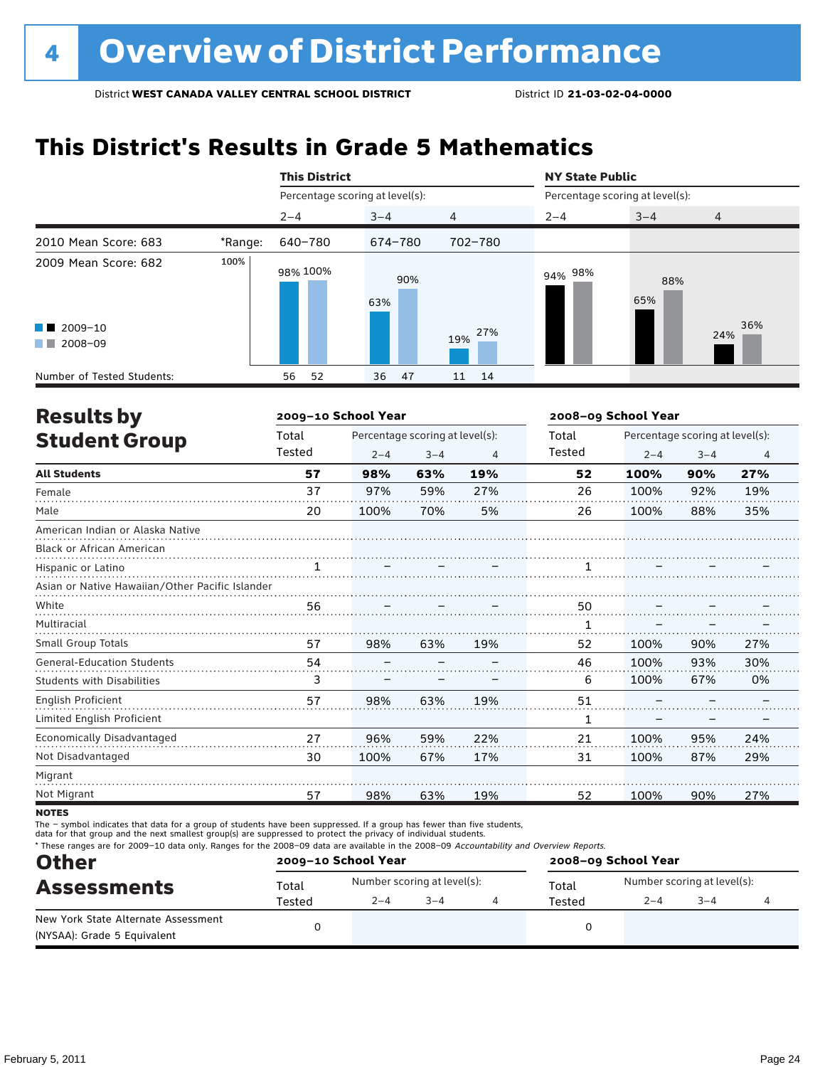# 4 Overview of District Performance

District **WEST CANADA VALLEY CENTRAL SCHOOL DISTRICT** District ID **21-03-02-04-0000**

## This District's Results in Grade 5 Mathematics

| | | This District | | | NY State Public | | |
|---|---|---|---|---|---|---|---|
| | | Percentage scoring at level(s): | | | Percentage scoring at level(s): | | |
| | | 2–4 | 3–4 | 4 | 2–4 | 3–4 | 4 |
| 2010 Mean Score: 683 | *Range: | 640–780 | 674–780 | 702–780 | | | |
| 2009 Mean Score: 682 | 2009–10 | 98% | 63% | 19% | 94% | 65% | 24% |
| | 2008–09 | 100% | 90% | 27% | 98% | 88% | 36% |
| Number of Tested Students: | 2009–10 | 56 | 36 | 11 | | | |
| | 2008–09 | 52 | 47 | 14 | | | |

## Results by Student Group

| | 2009–10 School Year | | | | 2008–09 School Year | | | |
|---|---|---|---|---|---|---|---|---|
| | Total Tested | Percentage scoring at level(s): 2–4 | 3–4 | 4 | Total Tested | Percentage scoring at level(s): 2–4 | 3–4 | 4 |
| **All Students** | **57** | **98%** | **63%** | **19%** | **52** | **100%** | **90%** | **27%** |
| Female | 37 | 97% | 59% | 27% | 26 | 100% | 92% | 19% |
| Male | 20 | 100% | 70% | 5% | 26 | 100% | 88% | 35% |
| American Indian or Alaska Native | | | | | | | | |
| Black or African American | | | | | | | | |
| Hispanic or Latino | 1 | – | – | – | 1 | – | – | – |
| Asian or Native Hawaiian/Other Pacific Islander | | | | | | | | |
| White | 56 | – | – | – | 50 | – | – | – |
| Multiracial | | | | | 1 | – | – | – |
| Small Group Totals | 57 | 98% | 63% | 19% | 52 | 100% | 90% | 27% |
| General-Education Students | 54 | – | – | – | 46 | 100% | 93% | 30% |
| Students with Disabilities | 3 | – | – | – | 6 | 100% | 67% | 0% |
| English Proficient | 57 | 98% | 63% | 19% | 51 | – | – | – |
| Limited English Proficient | | | | | 1 | – | – | – |
| Economically Disadvantaged | 27 | 96% | 59% | 22% | 21 | 100% | 95% | 24% |
| Not Disadvantaged | 30 | 100% | 67% | 17% | 31 | 100% | 87% | 29% |
| Migrant | | | | | | | | |
| Not Migrant | 57 | 98% | 63% | 19% | 52 | 100% | 90% | 27% |

**NOTES**

The – symbol indicates that data for a group of students have been suppressed. If a group has fewer than five students, data for that group and the next smallest group(s) are suppressed to protect the privacy of individual students.

* These ranges are for 2009–10 data only. Ranges for the 2008–09 data are available in the 2008–09 *Accountability and Overview Reports.*

## Other Assessments

| | 2009–10 School Year | | | | 2008–09 School Year | | | |
|---|---|---|---|---|---|---|---|---|
| | Total Tested | Number scoring at level(s): 2–4 | 3–4 | 4 | Total Tested | Number scoring at level(s): 2–4 | 3–4 | 4 |
| New York State Alternate Assessment (NYSAA): Grade 5 Equivalent | 0 | | | | 0 | | | |

February 5, 2011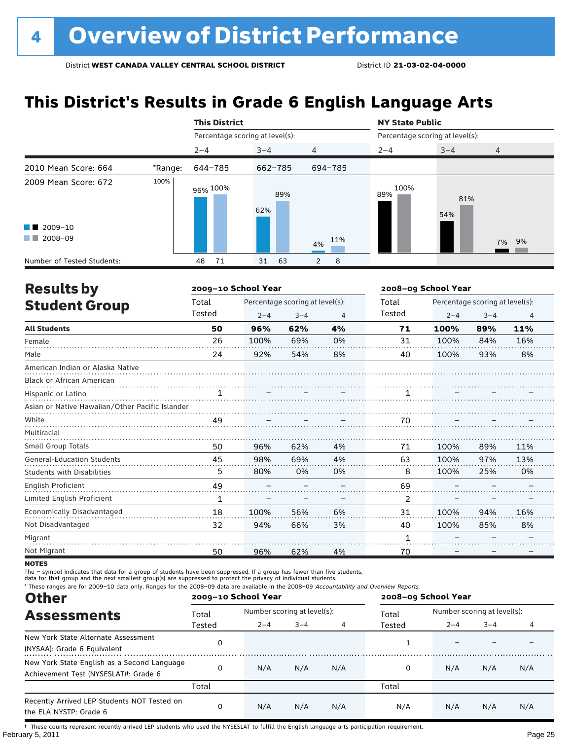# 4 Overview of District Performance

District **WEST CANADA VALLEY CENTRAL SCHOOL DISTRICT** District ID **21-03-02-04-0000**

## This District's Results in Grade 6 English Language Arts

| | | This District | | | NY State Public | | |
|---|---|---|---|---|---|---|---|
| | | Percentage scoring at level(s): | | | Percentage scoring at level(s): | | |
| | | 2–4 | 3–4 | 4 | 2–4 | 3–4 | 4 |
| 2010 Mean Score: 664 | *Range: | 644–785 | 662–785 | 694–785 | | | |
| 2009 Mean Score: 672 | 2009–10 | 96% | 62% | 4% | 89% | 54% | 7% |
| | 2008–09 | 100% | 89% | 11% | 100% | 81% | 9% |
| Number of Tested Students: | 2009–10 | 48 | 31 | 2 | | | |
| | 2008–09 | 71 | 63 | 8 | | | |

## Results by Student Group

| | 2009–10 School Year | | | | 2008–09 School Year | | | |
|---|---|---|---|---|---|---|---|---|
| | Total Tested | Percentage scoring at level(s): 2–4 | 3–4 | 4 | Total Tested | Percentage scoring at level(s): 2–4 | 3–4 | 4 |
| **All Students** | **50** | **96%** | **62%** | **4%** | **71** | **100%** | **89%** | **11%** |
| Female | 26 | 100% | 69% | 0% | 31 | 100% | 84% | 16% |
| Male | 24 | 92% | 54% | 8% | 40 | 100% | 93% | 8% |
| American Indian or Alaska Native | | | | | | | | |
| Black or African American | | | | | | | | |
| Hispanic or Latino | 1 | – | – | – | 1 | – | – | – |
| Asian or Native Hawaiian/Other Pacific Islander | | | | | | | | |
| White | 49 | – | – | – | 70 | – | – | – |
| Multiracial | | | | | | | | |
| Small Group Totals | 50 | 96% | 62% | 4% | 71 | 100% | 89% | 11% |
| General-Education Students | 45 | 98% | 69% | 4% | 63 | 100% | 97% | 13% |
| Students with Disabilities | 5 | 80% | 0% | 0% | 8 | 100% | 25% | 0% |
| English Proficient | 49 | – | – | – | 69 | – | – | – |
| Limited English Proficient | 1 | – | – | – | 2 | – | – | – |
| Economically Disadvantaged | 18 | 100% | 56% | 6% | 31 | 100% | 94% | 16% |
| Not Disadvantaged | 32 | 94% | 66% | 3% | 40 | 100% | 85% | 8% |
| Migrant | | | | | 1 | – | – | – |
| Not Migrant | 50 | 96% | 62% | 4% | 70 | – | – | – |

**NOTES**

The – symbol indicates that data for a group of students have been suppressed. If a group has fewer than five students, data for that group and the next smallest group(s) are suppressed to protect the privacy of individual students.

* These ranges are for 2009–10 data only. Ranges for the 2008–09 data are available in the 2008–09 *Accountability and Overview Reports*.

## Other Assessments

| | 2009–10 School Year | | | | 2008–09 School Year | | | |
|---|---|---|---|---|---|---|---|---|
| | Total Tested | Number scoring at level(s): 2–4 | 3–4 | 4 | Total Tested | Number scoring at level(s): 2–4 | 3–4 | 4 |
| New York State Alternate Assessment (NYSAA): Grade 6 Equivalent | 0 | | | | 1 | – | – | – |
| New York State English as a Second Language Achievement Test (NYSESLAT)†: Grade 6 | 0 | N/A | N/A | N/A | 0 | N/A | N/A | N/A |
| | Total | | | | Total | | | |
| Recently Arrived LEP Students NOT Tested on the ELA NYSTP: Grade 6 | 0 | N/A | N/A | N/A | N/A | N/A | N/A | N/A |

† These counts represent recently arrived LEP students who used the NYSESLAT to fulfill the English language arts participation requirement.

February 5, 2011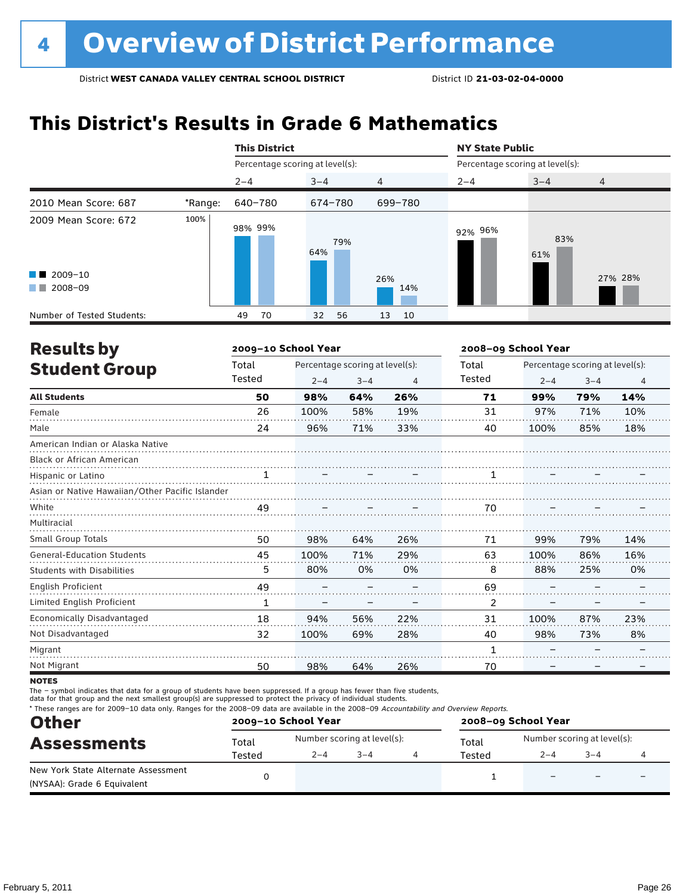# 4 Overview of District Performance

District **WEST CANADA VALLEY CENTRAL SCHOOL DISTRICT** District ID **21-03-02-04-0000**

## This District's Results in Grade 6 Mathematics

| | | This District | | | NY State Public | | |
|---|---|---|---|---|---|---|---|
| | | Percentage scoring at level(s): | | | Percentage scoring at level(s): | | |
| | | 2–4 | 3–4 | 4 | 2–4 | 3–4 | 4 |
| 2010 Mean Score: 687 | *Range: | 640–780 | 674–780 | 699–780 | | | |
| 2009 Mean Score: 672 | | | | | | | |
| 2009–10 | | 98% | 64% | 26% | 92% | 61% | 27% |
| 2008–09 | | 99% | 79% | 14% | 96% | 83% | 28% |
| Number of Tested Students: 2009–10 | | 49 | 32 | 13 | | | |
| Number of Tested Students: 2008–09 | | 70 | 56 | 10 | | | |

## Results by Student Group

| | 2009–10 School Year | | | | 2008–09 School Year | | | |
|---|---|---|---|---|---|---|---|---|
| | Total Tested | Percentage scoring at level(s): 2–4 | 3–4 | 4 | Total Tested | Percentage scoring at level(s): 2–4 | 3–4 | 4 |
| **All Students** | **50** | **98%** | **64%** | **26%** | **71** | **99%** | **79%** | **14%** |
| Female | 26 | 100% | 58% | 19% | 31 | 97% | 71% | 10% |
| Male | 24 | 96% | 71% | 33% | 40 | 100% | 85% | 18% |
| American Indian or Alaska Native | | | | | | | | |
| Black or African American | | | | | | | | |
| Hispanic or Latino | 1 | – | – | – | 1 | – | – | – |
| Asian or Native Hawaiian/Other Pacific Islander | | | | | | | | |
| White | 49 | – | – | – | 70 | – | – | – |
| Multiracial | | | | | | | | |
| Small Group Totals | 50 | 98% | 64% | 26% | 71 | 99% | 79% | 14% |
| General-Education Students | 45 | 100% | 71% | 29% | 63 | 100% | 86% | 16% |
| Students with Disabilities | 5 | 80% | 0% | 0% | 8 | 88% | 25% | 0% |
| English Proficient | 49 | – | – | – | 69 | – | – | – |
| Limited English Proficient | 1 | – | – | – | 2 | – | – | – |
| Economically Disadvantaged | 18 | 94% | 56% | 22% | 31 | 100% | 87% | 23% |
| Not Disadvantaged | 32 | 100% | 69% | 28% | 40 | 98% | 73% | 8% |
| Migrant | | | | | 1 | – | – | – |
| Not Migrant | 50 | 98% | 64% | 26% | 70 | – | – | – |

**NOTES**

The – symbol indicates that data for a group of students have been suppressed. If a group has fewer than five students, data for that group and the next smallest group(s) are suppressed to protect the privacy of individual students.

* These ranges are for 2009–10 data only. Ranges for the 2008–09 data are available in the 2008–09 *Accountability and Overview Reports*.

## Other Assessments

| | 2009–10 School Year | | | | 2008–09 School Year | | | |
|---|---|---|---|---|---|---|---|---|
| | Total Tested | Number scoring at level(s): 2–4 | 3–4 | 4 | Total Tested | Number scoring at level(s): 2–4 | 3–4 | 4 |
| New York State Alternate Assessment (NYSAA): Grade 6 Equivalent | 0 | | | | 1 | – | – | – |

February 5, 2011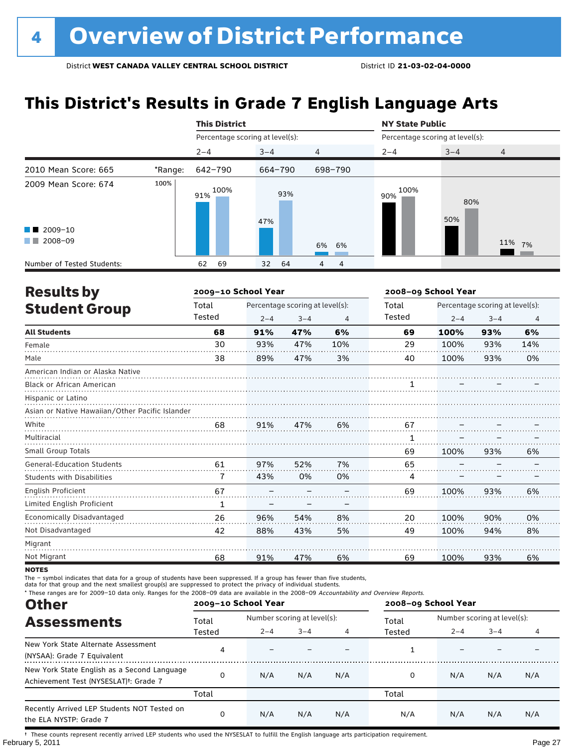# 4 Overview of District Performance

District **WEST CANADA VALLEY CENTRAL SCHOOL DISTRICT** District ID **21-03-02-04-0000**

## This District's Results in Grade 7 English Language Arts

| | | This District | | | NY State Public | | |
|---|---|---|---|---|---|---|---|
| | | Percentage scoring at level(s): | | | Percentage scoring at level(s): | | |
| | | 2–4 | 3–4 | 4 | 2–4 | 3–4 | 4 |
| 2010 Mean Score: 665 | *Range: | 642–790 | 664–790 | 698–790 | | | |
| 2009 Mean Score: 674 | 2009–10 | 91% | 47% | 6% | 90% | 50% | 11% |
| | 2008–09 | 100% | 93% | 6% | 100% | 80% | 7% |
| Number of Tested Students: | 2009–10 | 62 | 32 | 4 | | | |
| | 2008–09 | 69 | 64 | 4 | | | |

## Results by Student Group

| | 2009–10 School Year | | | | 2008–09 School Year | | | |
|---|---|---|---|---|---|---|---|---|
| | Total Tested | Percentage scoring at level(s): 2–4 | 3–4 | 4 | Total Tested | Percentage scoring at level(s): 2–4 | 3–4 | 4 |
| **All Students** | **68** | **91%** | **47%** | **6%** | **69** | **100%** | **93%** | **6%** |
| Female | 30 | 93% | 47% | 10% | 29 | 100% | 93% | 14% |
| Male | 38 | 89% | 47% | 3% | 40 | 100% | 93% | 0% |
| American Indian or Alaska Native | | | | | | | | |
| Black or African American | | | | | 1 | – | – | – |
| Hispanic or Latino | | | | | | | | |
| Asian or Native Hawaiian/Other Pacific Islander | | | | | | | | |
| White | 68 | 91% | 47% | 6% | 67 | – | – | – |
| Multiracial | | | | | 1 | – | – | – |
| Small Group Totals | | | | | 69 | 100% | 93% | 6% |
| General-Education Students | 61 | 97% | 52% | 7% | 65 | – | – | – |
| Students with Disabilities | 7 | 43% | 0% | 0% | 4 | – | – | – |
| English Proficient | 67 | – | – | – | 69 | 100% | 93% | 6% |
| Limited English Proficient | 1 | – | – | – | | | | |
| Economically Disadvantaged | 26 | 96% | 54% | 8% | 20 | 100% | 90% | 0% |
| Not Disadvantaged | 42 | 88% | 43% | 5% | 49 | 100% | 94% | 8% |
| Migrant | | | | | | | | |
| Not Migrant | 68 | 91% | 47% | 6% | 69 | 100% | 93% | 6% |

**NOTES**

The – symbol indicates that data for a group of students have been suppressed. If a group has fewer than five students, data for that group and the next smallest group(s) are suppressed to protect the privacy of individual students.

* These ranges are for 2009–10 data only. Ranges for the 2008–09 data are available in the 2008–09 *Accountability and Overview Reports*.

## Other Assessments

| | 2009–10 School Year | | | | 2008–09 School Year | | | |
|---|---|---|---|---|---|---|---|---|
| | Total Tested | Number scoring at level(s): 2–4 | 3–4 | 4 | Total Tested | Number scoring at level(s): 2–4 | 3–4 | 4 |
| New York State Alternate Assessment (NYSAA): Grade 7 Equivalent | 4 | – | – | – | 1 | – | – | – |
| New York State English as a Second Language Achievement Test (NYSESLAT)†: Grade 7 | 0 | N/A | N/A | N/A | 0 | N/A | N/A | N/A |
| | Total | | | | Total | | | |
| Recently Arrived LEP Students NOT Tested on the ELA NYSTP: Grade 7 | 0 | N/A | N/A | N/A | N/A | N/A | N/A | N/A |

† These counts represent recently arrived LEP students who used the NYSESLAT to fulfill the English language arts participation requirement.

February 5, 2011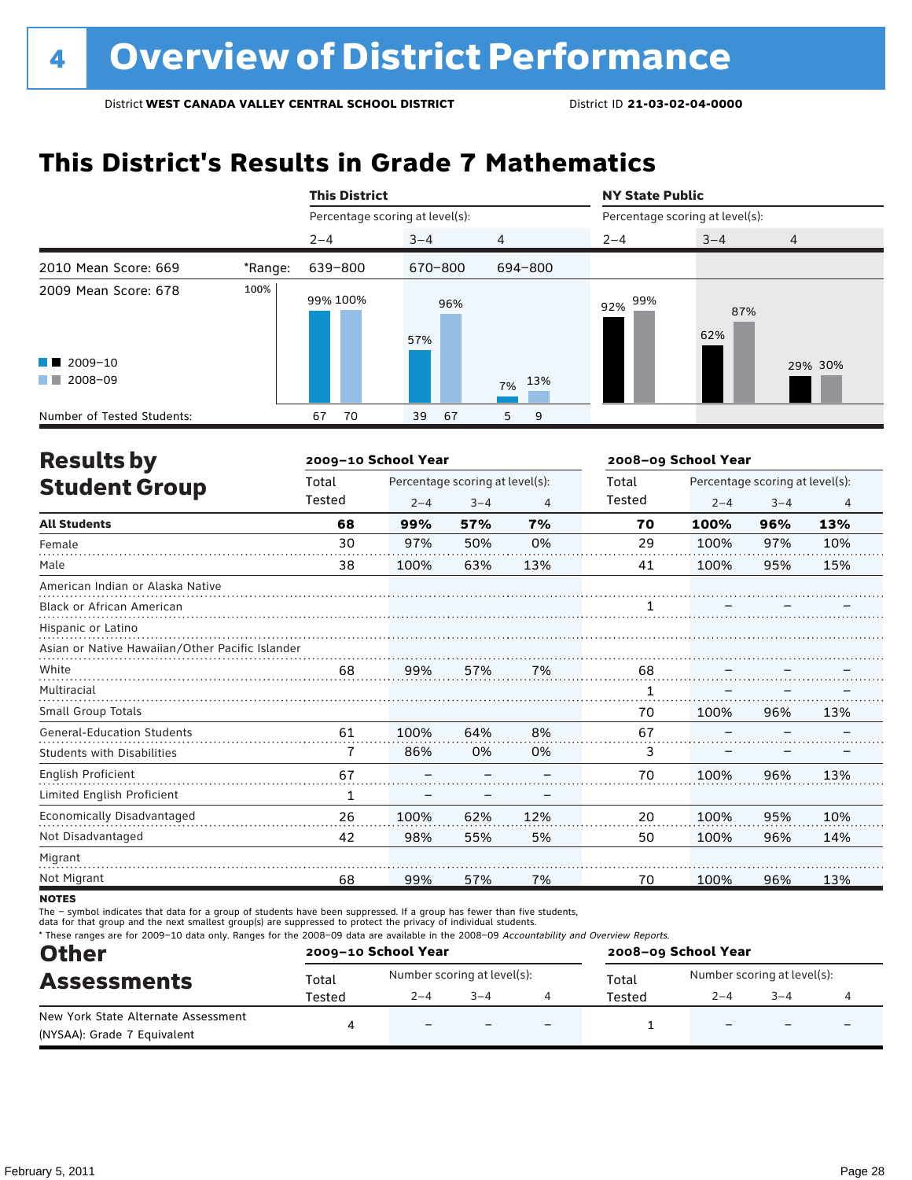# 4 Overview of District Performance

District **WEST CANADA VALLEY CENTRAL SCHOOL DISTRICT** District ID **21-03-02-04-0000**

## This District's Results in Grade 7 Mathematics

| | | This District | | | NY State Public | | |
|---|---|---|---|---|---|---|---|
| | | Percentage scoring at level(s): | | | Percentage scoring at level(s): | | |
| | | 2–4 | 3–4 | 4 | 2–4 | 3–4 | 4 |
| 2010 Mean Score: 669 | *Range: | 639–800 | 670–800 | 694–800 | | | |
| 2009 Mean Score: 678 | | | | | | | |
| 2009–10 | | 99% | 57% | 7% | 92% | 62% | 29% |
| 2008–09 | | 100% | 96% | 13% | 99% | 87% | 30% |
| Number of Tested Students: 2009–10 | | 67 | 39 | 5 | | | |
| Number of Tested Students: 2008–09 | | 70 | 67 | 9 | | | |

## Results by Student Group

| | 2009–10 School Year | | | | 2008–09 School Year | | | |
|---|---|---|---|---|---|---|---|---|
| | Total Tested | Percentage scoring at level(s): 2–4 | 3–4 | 4 | Total Tested | Percentage scoring at level(s): 2–4 | 3–4 | 4 |
| **All Students** | **68** | **99%** | **57%** | **7%** | **70** | **100%** | **96%** | **13%** |
| Female | 30 | 97% | 50% | 0% | 29 | 100% | 97% | 10% |
| Male | 38 | 100% | 63% | 13% | 41 | 100% | 95% | 15% |
| American Indian or Alaska Native | | | | | | | | |
| Black or African American | | | | | 1 | – | – | – |
| Hispanic or Latino | | | | | | | | |
| Asian or Native Hawaiian/Other Pacific Islander | | | | | | | | |
| White | 68 | 99% | 57% | 7% | 68 | – | – | – |
| Multiracial | | | | | 1 | – | – | – |
| Small Group Totals | | | | | 70 | 100% | 96% | 13% |
| General-Education Students | 61 | 100% | 64% | 8% | 67 | – | – | – |
| Students with Disabilities | 7 | 86% | 0% | 0% | 3 | – | – | – |
| English Proficient | 67 | – | – | – | 70 | 100% | 96% | 13% |
| Limited English Proficient | 1 | – | – | – | | | | |
| Economically Disadvantaged | 26 | 100% | 62% | 12% | 20 | 100% | 95% | 10% |
| Not Disadvantaged | 42 | 98% | 55% | 5% | 50 | 100% | 96% | 14% |
| Migrant | | | | | | | | |
| Not Migrant | 68 | 99% | 57% | 7% | 70 | 100% | 96% | 13% |

**NOTES**

The – symbol indicates that data for a group of students have been suppressed. If a group has fewer than five students, data for that group and the next smallest group(s) are suppressed to protect the privacy of individual students.

\* These ranges are for 2009–10 data only. Ranges for the 2008–09 data are available in the 2008–09 *Accountability and Overview Reports.*

## Other Assessments

| | 2009–10 School Year | | | | 2008–09 School Year | | | |
|---|---|---|---|---|---|---|---|---|
| | Total Tested | Number scoring at level(s): 2–4 | 3–4 | 4 | Total Tested | Number scoring at level(s): 2–4 | 3–4 | 4 |
| New York State Alternate Assessment (NYSAA): Grade 7 Equivalent | 4 | – | – | – | 1 | – | – | – |

February 5, 2011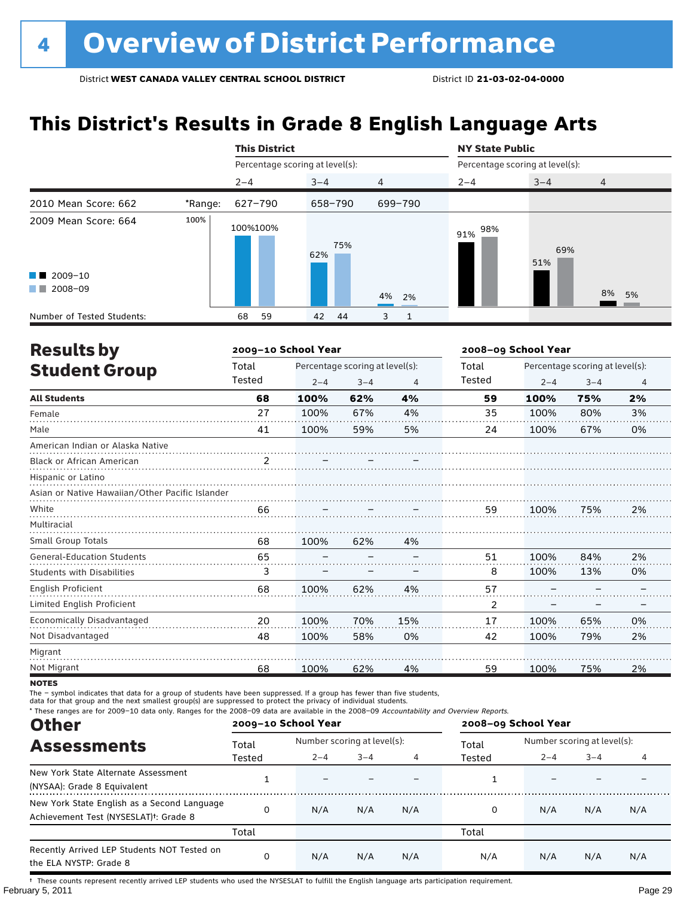# 4 Overview of District Performance

District **WEST CANADA VALLEY CENTRAL SCHOOL DISTRICT** District ID **21-03-02-04-0000**

## This District's Results in Grade 8 English Language Arts

| | | This District | | | NY State Public | | |
|---|---|---|---|---|---|---|---|
| | | Percentage scoring at level(s): | | | Percentage scoring at level(s): | | |
| | | 2–4 | 3–4 | 4 | 2–4 | 3–4 | 4 |
| 2010 Mean Score: 662 | *Range: | 627–790 | 658–790 | 699–790 | | | |
| 2009 Mean Score: 664 | 2009–10 | 100% | 62% | 4% | 91% | 51% | 8% |
| | 2008–09 | 100% | 75% | 2% | 98% | 69% | 5% |
| Number of Tested Students: | 2009–10 | 68 | 42 | 3 | | | |
| | 2008–09 | 59 | 44 | 1 | | | |

## Results by Student Group

| | 2009–10 School Year | | | | 2008–09 School Year | | | |
|---|---|---|---|---|---|---|---|---|
| | Total Tested | Percentage scoring at level(s): | | | Total Tested | Percentage scoring at level(s): | | |
| | | 2–4 | 3–4 | 4 | | 2–4 | 3–4 | 4 |
| **All Students** | **68** | **100%** | **62%** | **4%** | **59** | **100%** | **75%** | **2%** |
| Female | 27 | 100% | 67% | 4% | 35 | 100% | 80% | 3% |
| Male | 41 | 100% | 59% | 5% | 24 | 100% | 67% | 0% |
| American Indian or Alaska Native | | | | | | | | |
| Black or African American | 2 | – | – | – | | | | |
| Hispanic or Latino | | | | | | | | |
| Asian or Native Hawaiian/Other Pacific Islander | | | | | | | | |
| White | 66 | – | – | – | 59 | 100% | 75% | 2% |
| Multiracial | | | | | | | | |
| Small Group Totals | 68 | 100% | 62% | 4% | | | | |
| General-Education Students | 65 | – | – | – | 51 | 100% | 84% | 2% |
| Students with Disabilities | 3 | – | – | – | 8 | 100% | 13% | 0% |
| English Proficient | 68 | 100% | 62% | 4% | 57 | – | – | – |
| Limited English Proficient | | | | | 2 | – | – | – |
| Economically Disadvantaged | 20 | 100% | 70% | 15% | 17 | 100% | 65% | 0% |
| Not Disadvantaged | 48 | 100% | 58% | 0% | 42 | 100% | 79% | 2% |
| Migrant | | | | | | | | |
| Not Migrant | 68 | 100% | 62% | 4% | 59 | 100% | 75% | 2% |

**NOTES**

The – symbol indicates that data for a group of students have been suppressed. If a group has fewer than five students, data for that group and the next smallest group(s) are suppressed to protect the privacy of individual students.

* These ranges are for 2009–10 data only. Ranges for the 2008–09 data are available in the 2008–09 *Accountability and Overview Reports*.

## Other Assessments

| | 2009–10 School Year | | | | 2008–09 School Year | | | |
|---|---|---|---|---|---|---|---|---|
| | Total Tested | Number scoring at level(s): | | | Total Tested | Number scoring at level(s): | | |
| | | 2–4 | 3–4 | 4 | | 2–4 | 3–4 | 4 |
| New York State Alternate Assessment (NYSAA): Grade 8 Equivalent | 1 | – | – | – | 1 | – | – | – |
| New York State English as a Second Language Achievement Test (NYSESLAT)†: Grade 8 | 0 | N/A | N/A | N/A | 0 | N/A | N/A | N/A |
| | Total | | | | Total | | | |
| Recently Arrived LEP Students NOT Tested on the ELA NYSTP: Grade 8 | 0 | N/A | N/A | N/A | N/A | N/A | N/A | N/A |

† These counts represent recently arrived LEP students who used the NYSESLAT to fulfill the English language arts participation requirement.

February 5, 2011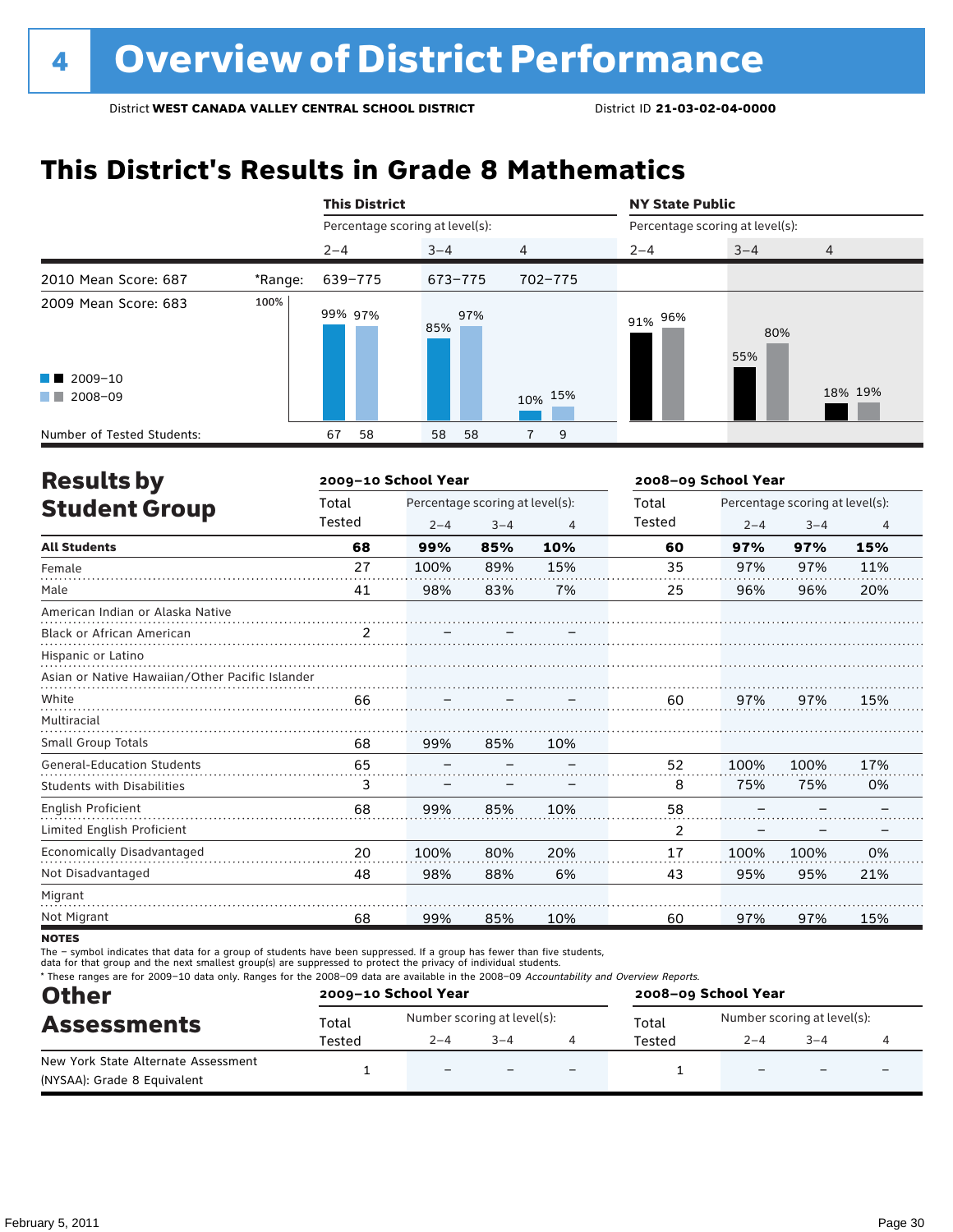# 4 Overview of District Performance

District **WEST CANADA VALLEY CENTRAL SCHOOL DISTRICT** District ID **21-03-02-04-0000**

## This District's Results in Grade 8 Mathematics

| | | This District | | | NY State Public | | |
|---|---|---|---|---|---|---|---|
| | | Percentage scoring at level(s): | | | Percentage scoring at level(s): | | |
| | | 2–4 | 3–4 | 4 | 2–4 | 3–4 | 4 |
| 2010 Mean Score: 687 | *Range: | 639–775 | 673–775 | 702–775 | | | |
| 2009 Mean Score: 683 | 2009–10 | 99% | 85% | 10% | 91% | 55% | 18% |
| | 2008–09 | 97% | 97% | 15% | 96% | 80% | 19% |
| Number of Tested Students: | 2009–10 | 67 | 58 | 7 | | | |
| | 2008–09 | 58 | 58 | 9 | | | |

## Results by Student Group

| | 2009–10 School Year | | | | 2008–09 School Year | | | |
|---|---|---|---|---|---|---|---|---|
| | Total Tested | Percentage scoring at level(s): 2–4 | 3–4 | 4 | Total Tested | Percentage scoring at level(s): 2–4 | 3–4 | 4 |
| **All Students** | **68** | **99%** | **85%** | **10%** | **60** | **97%** | **97%** | **15%** |
| Female | 27 | 100% | 89% | 15% | 35 | 97% | 97% | 11% |
| Male | 41 | 98% | 83% | 7% | 25 | 96% | 96% | 20% |
| American Indian or Alaska Native | | | | | | | | |
| Black or African American | 2 | – | – | – | | | | |
| Hispanic or Latino | | | | | | | | |
| Asian or Native Hawaiian/Other Pacific Islander | | | | | | | | |
| White | 66 | – | – | – | 60 | 97% | 97% | 15% |
| Multiracial | | | | | | | | |
| Small Group Totals | 68 | 99% | 85% | 10% | | | | |
| General-Education Students | 65 | – | – | – | 52 | 100% | 100% | 17% |
| Students with Disabilities | 3 | – | – | – | 8 | 75% | 75% | 0% |
| English Proficient | 68 | 99% | 85% | 10% | 58 | – | – | – |
| Limited English Proficient | | | | | 2 | – | – | – |
| Economically Disadvantaged | 20 | 100% | 80% | 20% | 17 | 100% | 100% | 0% |
| Not Disadvantaged | 48 | 98% | 88% | 6% | 43 | 95% | 95% | 21% |
| Migrant | | | | | | | | |
| Not Migrant | 68 | 99% | 85% | 10% | 60 | 97% | 97% | 15% |

**NOTES**

The – symbol indicates that data for a group of students have been suppressed. If a group has fewer than five students, data for that group and the next smallest group(s) are suppressed to protect the privacy of individual students.

\* These ranges are for 2009–10 data only. Ranges for the 2008–09 data are available in the 2008–09 *Accountability and Overview Reports*.

## Other Assessments

| | 2009–10 School Year | | | | 2008–09 School Year | | | |
|---|---|---|---|---|---|---|---|---|
| | Total Tested | Number scoring at level(s): 2–4 | 3–4 | 4 | Total Tested | Number scoring at level(s): 2–4 | 3–4 | 4 |
| New York State Alternate Assessment (NYSAA): Grade 8 Equivalent | 1 | – | – | – | 1 | – | – | – |

February 5, 2011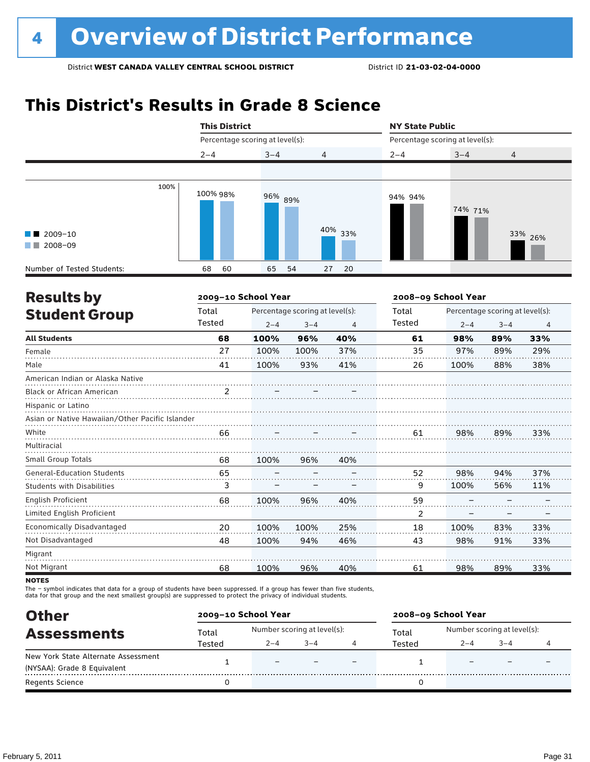# 4 Overview of District Performance

District **WEST CANADA VALLEY CENTRAL SCHOOL DISTRICT** District ID **21-03-02-04-0000**

## This District's Results in Grade 8 Science

| | This District | | | | | | NY State Public | | | | | |
|---|---|---|---|---|---|---|---|---|---|---|---|---|
| Percentage scoring at level(s): | 2–4 | | 3–4 | | 4 | | 2–4 | | 3–4 | | 4 | |
| | 2009–10 | 2008–09 | 2009–10 | 2008–09 | 2009–10 | 2008–09 | 2009–10 | 2008–09 | 2009–10 | 2008–09 | 2009–10 | 2008–09 |
| Percentage | 100% | 98% | 96% | 89% | 40% | 33% | 94% | 94% | 74% | 71% | 33% | 26% |
| Number of Tested Students: | 68 | 60 | 65 | 54 | 27 | 20 | | | | | | |

## Results by Student Group

| | 2009–10 School Year | | | | 2008–09 School Year | | | |
|---|---|---|---|---|---|---|---|---|
| | Total Tested | Percentage scoring at level(s): 2–4 | 3–4 | 4 | Total Tested | Percentage scoring at level(s): 2–4 | 3–4 | 4 |
| **All Students** | **68** | **100%** | **96%** | **40%** | **61** | **98%** | **89%** | **33%** |
| Female | 27 | 100% | 100% | 37% | 35 | 97% | 89% | 29% |
| Male | 41 | 100% | 93% | 41% | 26 | 100% | 88% | 38% |
| American Indian or Alaska Native | | | | | | | | |
| Black or African American | 2 | – | – | – | | | | |
| Hispanic or Latino | | | | | | | | |
| Asian or Native Hawaiian/Other Pacific Islander | | | | | | | | |
| White | 66 | – | – | – | 61 | 98% | 89% | 33% |
| Multiracial | | | | | | | | |
| Small Group Totals | 68 | 100% | 96% | 40% | | | | |
| General-Education Students | 65 | – | – | – | 52 | 98% | 94% | 37% |
| Students with Disabilities | 3 | – | – | – | 9 | 100% | 56% | 11% |
| English Proficient | 68 | 100% | 96% | 40% | 59 | – | – | – |
| Limited English Proficient | | | | | 2 | – | – | – |
| Economically Disadvantaged | 20 | 100% | 100% | 25% | 18 | 100% | 83% | 33% |
| Not Disadvantaged | 48 | 100% | 94% | 46% | 43 | 98% | 91% | 33% |
| Migrant | | | | | | | | |
| Not Migrant | 68 | 100% | 96% | 40% | 61 | 98% | 89% | 33% |

**NOTES**

The – symbol indicates that data for a group of students have been suppressed. If a group has fewer than five students, data for that group and the next smallest group(s) are suppressed to protect the privacy of individual students.

## Other Assessments

| | 2009–10 School Year | | | | 2008–09 School Year | | | |
|---|---|---|---|---|---|---|---|---|
| | Total Tested | Number scoring at level(s): 2–4 | 3–4 | 4 | Total Tested | Number scoring at level(s): 2–4 | 3–4 | 4 |
| New York State Alternate Assessment (NYSAA): Grade 8 Equivalent | 1 | – | – | – | 1 | – | – | – |
| Regents Science | 0 | | | | 0 | | | |

February 5, 2011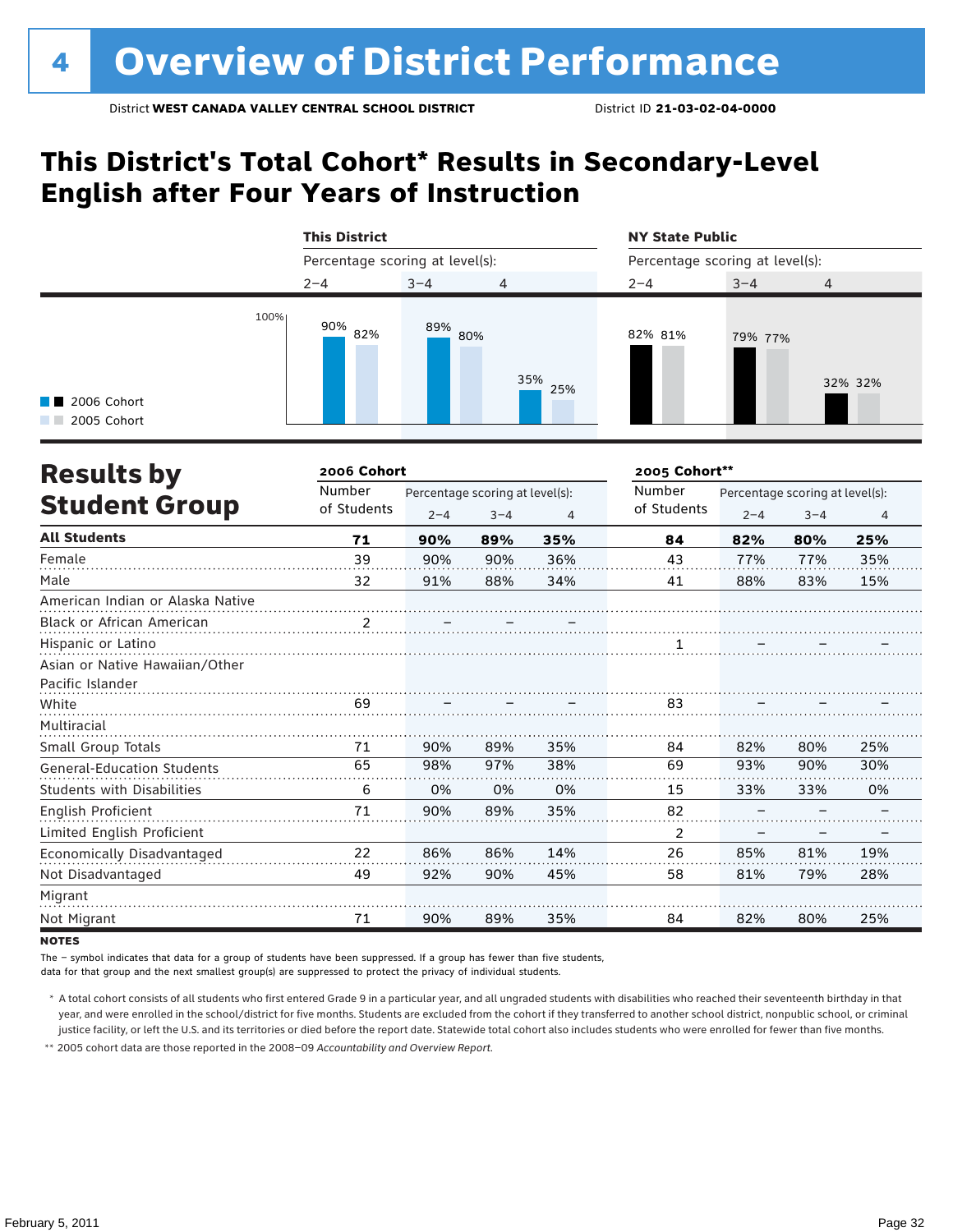# 4 Overview of District Performance

District **WEST CANADA VALLEY CENTRAL SCHOOL DISTRICT** District ID **21-03-02-04-0000**

## This District's Total Cohort* Results in Secondary-Level English after Four Years of Instruction

| | This District 2–4 | This District 3–4 | This District 4 | NY State Public 2–4 | NY State Public 3–4 | NY State Public 4 |
|---|---|---|---|---|---|---|
| 2006 Cohort | 90% | 89% | 35% | 82% | 79% | 32% |
| 2005 Cohort | 82% | 80% | 25% | 81% | 77% | 32% |

## Results by Student Group

| | 2006 Cohort | | | | 2005 Cohort** | | | |
|---|---|---|---|---|---|---|---|---|
| | Number of Students | Percentage scoring at level(s): 2–4 | 3–4 | 4 | Number of Students | Percentage scoring at level(s): 2–4 | 3–4 | 4 |
| **All Students** | **71** | **90%** | **89%** | **35%** | **84** | **82%** | **80%** | **25%** |
| Female | 39 | 90% | 90% | 36% | 43 | 77% | 77% | 35% |
| Male | 32 | 91% | 88% | 34% | 41 | 88% | 83% | 15% |
| American Indian or Alaska Native | | | | | | | | |
| Black or African American | 2 | – | – | – | | | | |
| Hispanic or Latino | | | | | 1 | – | – | – |
| Asian or Native Hawaiian/Other Pacific Islander | | | | | | | | |
| White | 69 | – | – | – | 83 | – | – | – |
| Multiracial | | | | | | | | |
| Small Group Totals | 71 | 90% | 89% | 35% | 84 | 82% | 80% | 25% |
| General-Education Students | 65 | 98% | 97% | 38% | 69 | 93% | 90% | 30% |
| Students with Disabilities | 6 | 0% | 0% | 0% | 15 | 33% | 33% | 0% |
| English Proficient | 71 | 90% | 89% | 35% | 82 | – | – | – |
| Limited English Proficient | | | | | 2 | – | – | – |
| Economically Disadvantaged | 22 | 86% | 86% | 14% | 26 | 85% | 81% | 19% |
| Not Disadvantaged | 49 | 92% | 90% | 45% | 58 | 81% | 79% | 28% |
| Migrant | | | | | | | | |
| Not Migrant | 71 | 90% | 89% | 35% | 84 | 82% | 80% | 25% |

**NOTES**

The – symbol indicates that data for a group of students have been suppressed. If a group has fewer than five students, data for that group and the next smallest group(s) are suppressed to protect the privacy of individual students.

\* A total cohort consists of all students who first entered Grade 9 in a particular year, and all ungraded students with disabilities who reached their seventeenth birthday in that year, and were enrolled in the school/district for five months. Students are excluded from the cohort if they transferred to another school district, nonpublic school, or criminal justice facility, or left the U.S. and its territories or died before the report date. Statewide total cohort also includes students who were enrolled for fewer than five months.

\*\* 2005 cohort data are those reported in the 2008–09 *Accountability and Overview Report*.

February 5, 2011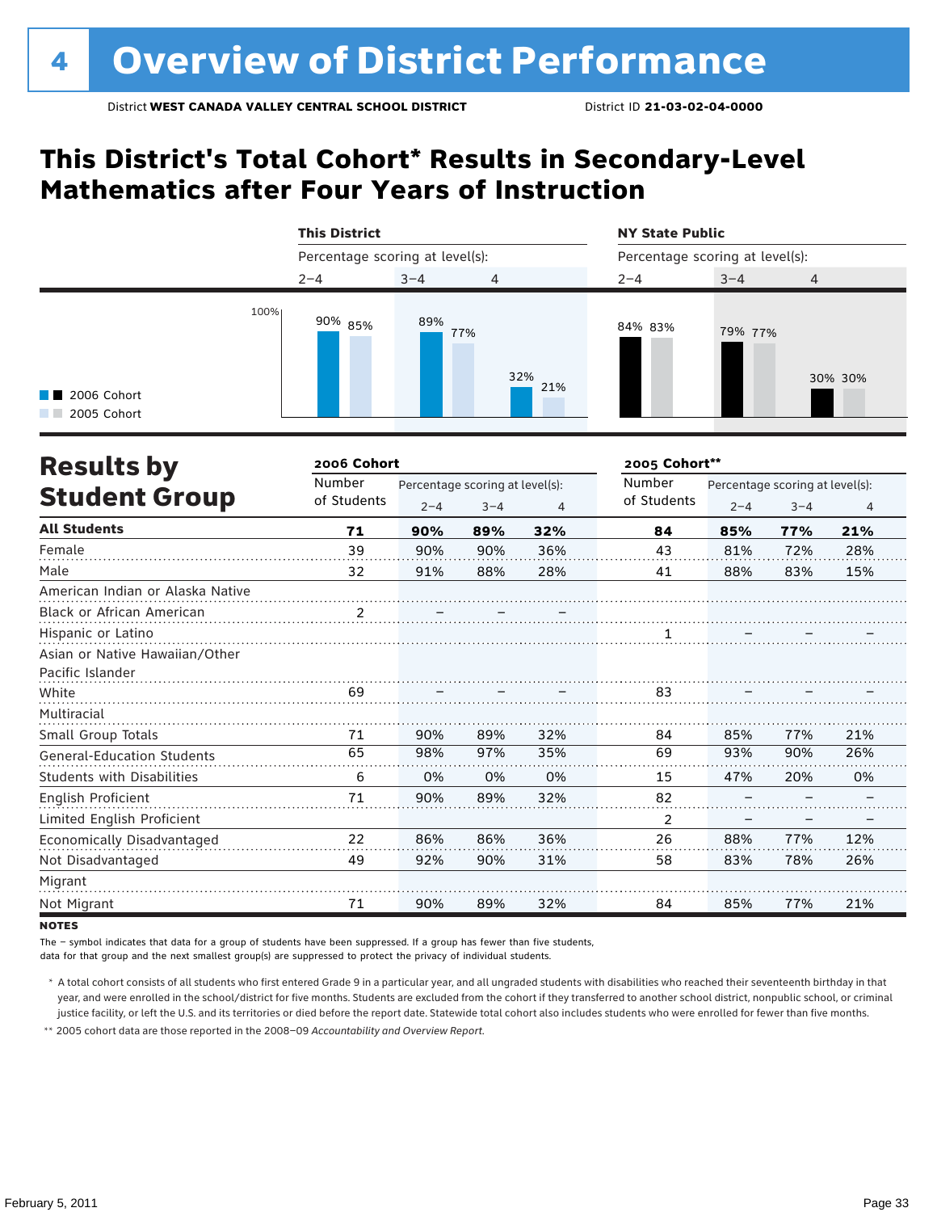# 4 Overview of District Performance

District **WEST CANADA VALLEY CENTRAL SCHOOL DISTRICT** District ID **21-03-02-04-0000**

## This District's Total Cohort* Results in Secondary-Level Mathematics after Four Years of Instruction

**This District**

Percentage scoring at level(s):

2–4 3–4 4

100%

90% 85%

89% 77%

32% 21%

**NY State Public**

Percentage scoring at level(s):

2–4 3–4 4

84% 83%

79% 77%

30% 30%

2006 Cohort

2005 Cohort

## Results by Student Group

| | 2006 Cohort | | | | 2005 Cohort** | | | |
|---|---|---|---|---|---|---|---|---|
| | Number of Students | Percentage scoring at level(s): 2–4 | 3–4 | 4 | Number of Students | Percentage scoring at level(s): 2–4 | 3–4 | 4 |
| **All Students** | **71** | **90%** | **89%** | **32%** | **84** | **85%** | **77%** | **21%** |
| Female | 39 | 90% | 90% | 36% | 43 | 81% | 72% | 28% |
| Male | 32 | 91% | 88% | 28% | 41 | 88% | 83% | 15% |
| American Indian or Alaska Native | | | | | | | | |
| Black or African American | 2 | – | – | – | | | | |
| Hispanic or Latino | | | | | 1 | – | – | – |
| Asian or Native Hawaiian/Other Pacific Islander | | | | | | | | |
| White | 69 | – | – | – | 83 | – | – | – |
| Multiracial | | | | | | | | |
| Small Group Totals | 71 | 90% | 89% | 32% | 84 | 85% | 77% | 21% |
| General-Education Students | 65 | 98% | 97% | 35% | 69 | 93% | 90% | 26% |
| Students with Disabilities | 6 | 0% | 0% | 0% | 15 | 47% | 20% | 0% |
| English Proficient | 71 | 90% | 89% | 32% | 82 | – | – | – |
| Limited English Proficient | | | | | 2 | – | – | – |
| Economically Disadvantaged | 22 | 86% | 86% | 36% | 26 | 88% | 77% | 12% |
| Not Disadvantaged | 49 | 92% | 90% | 31% | 58 | 83% | 78% | 26% |
| Migrant | | | | | | | | |
| Not Migrant | 71 | 90% | 89% | 32% | 84 | 85% | 77% | 21% |

**NOTES**

The – symbol indicates that data for a group of students have been suppressed. If a group has fewer than five students, data for that group and the next smallest group(s) are suppressed to protect the privacy of individual students.

\* A total cohort consists of all students who first entered Grade 9 in a particular year, and all ungraded students with disabilities who reached their seventeenth birthday in that year, and were enrolled in the school/district for five months. Students are excluded from the cohort if they transferred to another school district, nonpublic school, or criminal justice facility, or left the U.S. and its territories or died before the report date. Statewide total cohort also includes students who were enrolled for fewer than five months.

** 2005 cohort data are those reported in the 2008–09 *Accountability and Overview Report*.

February 5, 2011